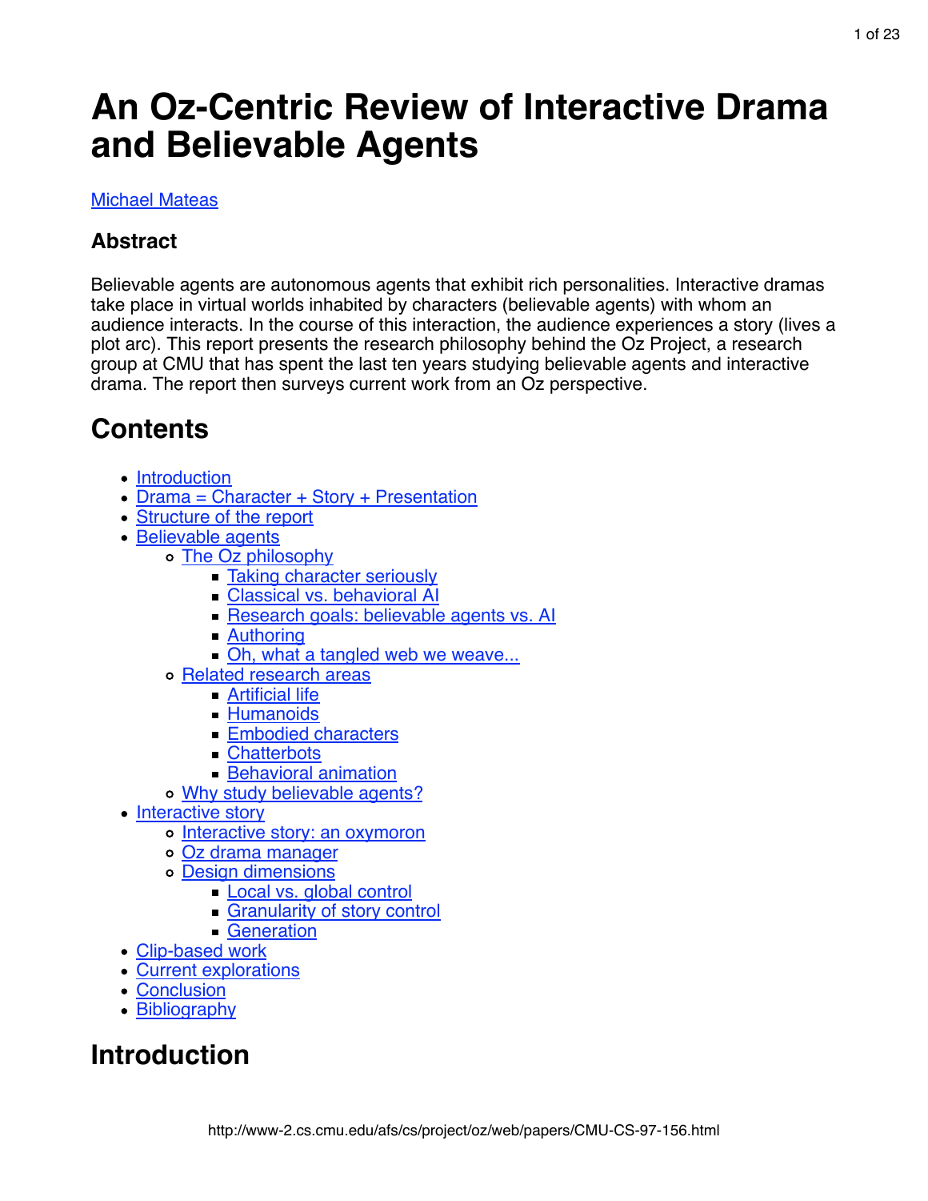# An Oz-Centric Review of Interactive Drama and Believable Agents

Michael Mateas

## Abstract

Believable agents are autonomous agents that exhibit rich personalities. Interactive dramas take place in virtual worlds inhabited by characters (believable agents) with whom an audience interacts. In the course of this interaction, the audience experiences a story (lives a plot arc). This report presents the research philosophy behind the Oz Project, a research group at CMU that has spent the last ten years studying believable agents and interactive drama. The report then surveys current work from an Oz perspective.

# Contents

- Introduction
- Drama = Character + Story + Presentation
- Structure of the report
- Believable agents
  - The Oz philosophy
    - Taking character seriously
    - Classical vs. behavioral AI
    - Research goals: believable agents vs. AI
    - Authoring
    - Oh, what a tangled web we weave...
  - Related research areas
    - Artificial life
    - Humanoids
    - Embodied characters
    - Chatterbots
    - Behavioral animation
  - Why study believable agents?
- Interactive story
  - Interactive story: an oxymoron
  - Oz drama manager
  - Design dimensions
    - Local vs. global control
    - Granularity of story control
    - Generation
- Clip-based work
- Current explorations
- Conclusion
- Bibliography

# Introduction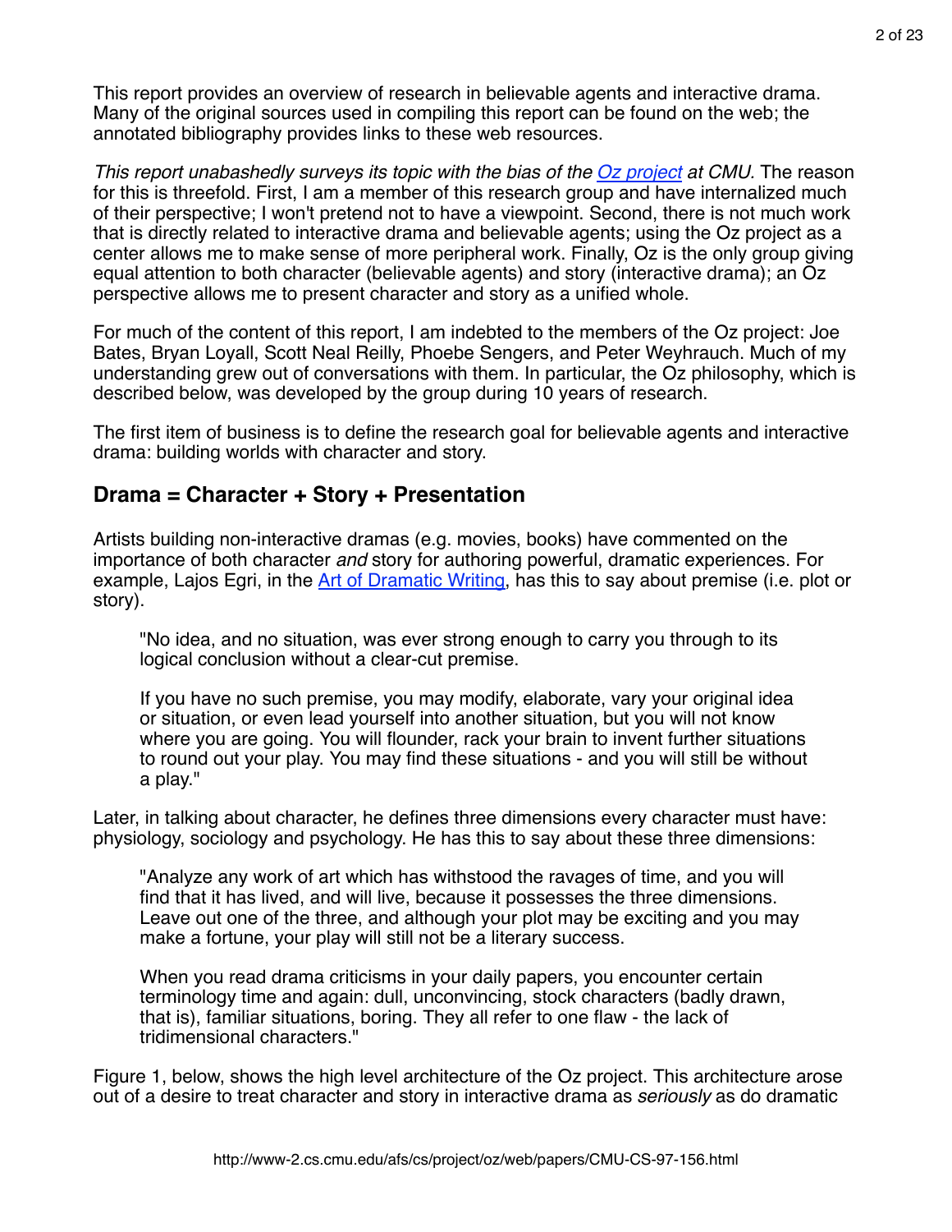This report provides an overview of research in believable agents and interactive drama. Many of the original sources used in compiling this report can be found on the web; the annotated bibliography provides links to these web resources.

*This report unabashedly surveys its topic with the bias of the [Oz project](#) at CMU.* The reason for this is threefold. First, I am a member of this research group and have internalized much of their perspective; I won't pretend not to have a viewpoint. Second, there is not much work that is directly related to interactive drama and believable agents; using the Oz project as a center allows me to make sense of more peripheral work. Finally, Oz is the only group giving equal attention to both character (believable agents) and story (interactive drama); an Oz perspective allows me to present character and story as a unified whole.

For much of the content of this report, I am indebted to the members of the Oz project: Joe Bates, Bryan Loyall, Scott Neal Reilly, Phoebe Sengers, and Peter Weyhrauch. Much of my understanding grew out of conversations with them. In particular, the Oz philosophy, which is described below, was developed by the group during 10 years of research.

The first item of business is to define the research goal for believable agents and interactive drama: building worlds with character and story.

## Drama = Character + Story + Presentation

Artists building non-interactive dramas (e.g. movies, books) have commented on the importance of both character *and* story for authoring powerful, dramatic experiences. For example, Lajos Egri, in the [Art of Dramatic Writing](#), has this to say about premise (i.e. plot or story).

> "No idea, and no situation, was ever strong enough to carry you through to its logical conclusion without a clear-cut premise.
>
> If you have no such premise, you may modify, elaborate, vary your original idea or situation, or even lead yourself into another situation, but you will not know where you are going. You will flounder, rack your brain to invent further situations to round out your play. You may find these situations - and you will still be without a play."

Later, in talking about character, he defines three dimensions every character must have: physiology, sociology and psychology. He has this to say about these three dimensions:

> "Analyze any work of art which has withstood the ravages of time, and you will find that it has lived, and will live, because it possesses the three dimensions. Leave out one of the three, and although your plot may be exciting and you may make a fortune, your play will still not be a literary success.
>
> When you read drama criticisms in your daily papers, you encounter certain terminology time and again: dull, unconvincing, stock characters (badly drawn, that is), familiar situations, boring. They all refer to one flaw - the lack of tridimensional characters."

Figure 1, below, shows the high level architecture of the Oz project. This architecture arose out of a desire to treat character and story in interactive drama as *seriously* as do dramatic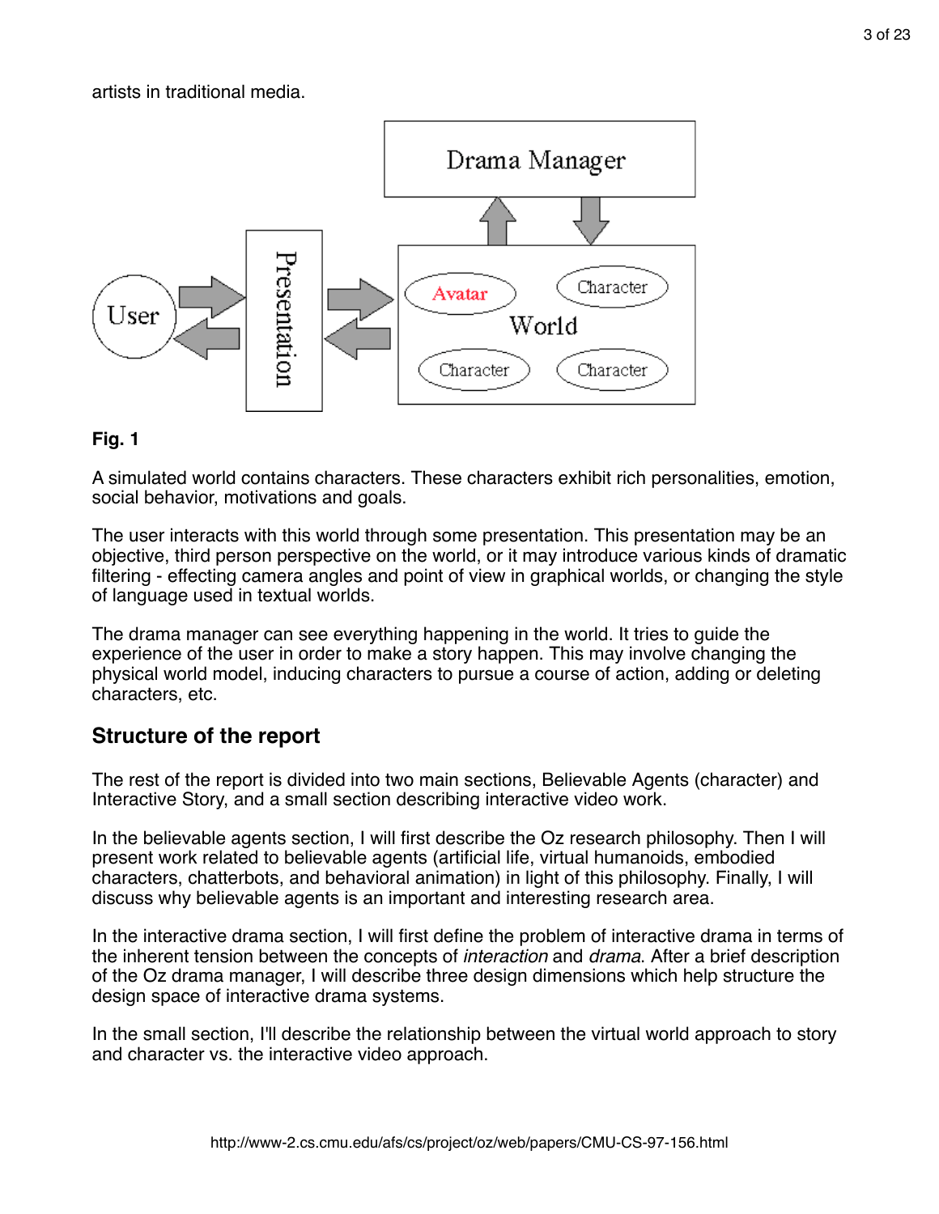artists in traditional media.

**Fig. 1**

A simulated world contains characters. These characters exhibit rich personalities, emotion, social behavior, motivations and goals.

The user interacts with this world through some presentation. This presentation may be an objective, third person perspective on the world, or it may introduce various kinds of dramatic filtering - effecting camera angles and point of view in graphical worlds, or changing the style of language used in textual worlds.

The drama manager can see everything happening in the world. It tries to guide the experience of the user in order to make a story happen. This may involve changing the physical world model, inducing characters to pursue a course of action, adding or deleting characters, etc.

## Structure of the report

The rest of the report is divided into two main sections, Believable Agents (character) and Interactive Story, and a small section describing interactive video work.

In the believable agents section, I will first describe the Oz research philosophy. Then I will present work related to believable agents (artificial life, virtual humanoids, embodied characters, chatterbots, and behavioral animation) in light of this philosophy. Finally, I will discuss why believable agents is an important and interesting research area.

In the interactive drama section, I will first define the problem of interactive drama in terms of the inherent tension between the concepts of *interaction* and *drama*. After a brief description of the Oz drama manager, I will describe three design dimensions which help structure the design space of interactive drama systems.

In the small section, I'll describe the relationship between the virtual world approach to story and character vs. the interactive video approach.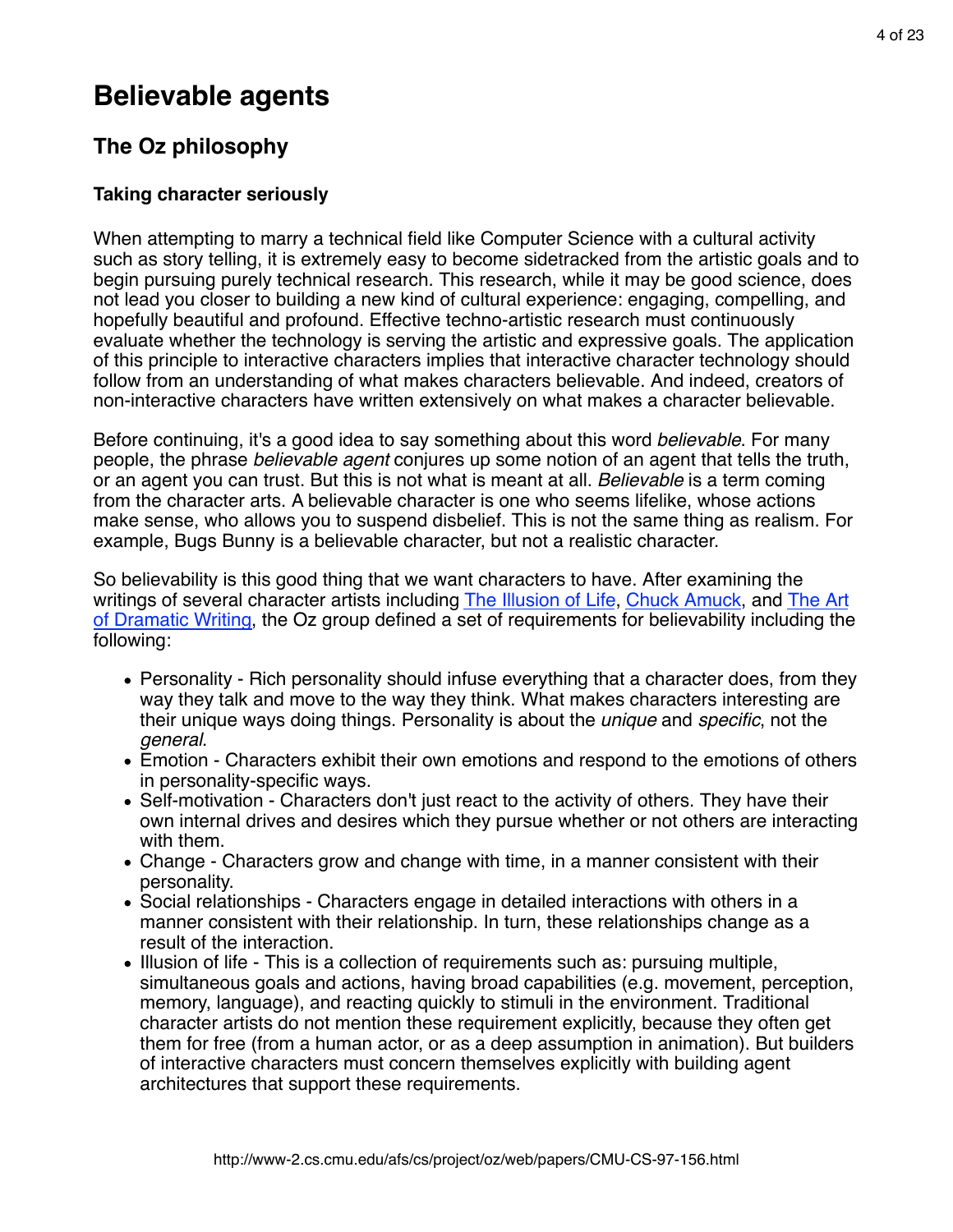# Believable agents

## The Oz philosophy

### Taking character seriously

When attempting to marry a technical field like Computer Science with a cultural activity such as story telling, it is extremely easy to become sidetracked from the artistic goals and to begin pursuing purely technical research. This research, while it may be good science, does not lead you closer to building a new kind of cultural experience: engaging, compelling, and hopefully beautiful and profound. Effective techno-artistic research must continuously evaluate whether the technology is serving the artistic and expressive goals. The application of this principle to interactive characters implies that interactive character technology should follow from an understanding of what makes characters believable. And indeed, creators of non-interactive characters have written extensively on what makes a character believable.

Before continuing, it's a good idea to say something about this word *believable*. For many people, the phrase *believable agent* conjures up some notion of an agent that tells the truth, or an agent you can trust. But this is not what is meant at all. *Believable* is a term coming from the character arts. A believable character is one who seems lifelike, whose actions make sense, who allows you to suspend disbelief. This is not the same thing as realism. For example, Bugs Bunny is a believable character, but not a realistic character.

So believability is this good thing that we want characters to have. After examining the writings of several character artists including The Illusion of Life, Chuck Amuck, and The Art of Dramatic Writing, the Oz group defined a set of requirements for believability including the following:

- Personality - Rich personality should infuse everything that a character does, from they way they talk and move to the way they think. What makes characters interesting are their unique ways doing things. Personality is about the *unique* and *specific*, not the *general*.
- Emotion - Characters exhibit their own emotions and respond to the emotions of others in personality-specific ways.
- Self-motivation - Characters don't just react to the activity of others. They have their own internal drives and desires which they pursue whether or not others are interacting with them.
- Change - Characters grow and change with time, in a manner consistent with their personality.
- Social relationships - Characters engage in detailed interactions with others in a manner consistent with their relationship. In turn, these relationships change as a result of the interaction.
- Illusion of life - This is a collection of requirements such as: pursuing multiple, simultaneous goals and actions, having broad capabilities (e.g. movement, perception, memory, language), and reacting quickly to stimuli in the environment. Traditional character artists do not mention these requirement explicitly, because they often get them for free (from a human actor, or as a deep assumption in animation). But builders of interactive characters must concern themselves explicitly with building agent architectures that support these requirements.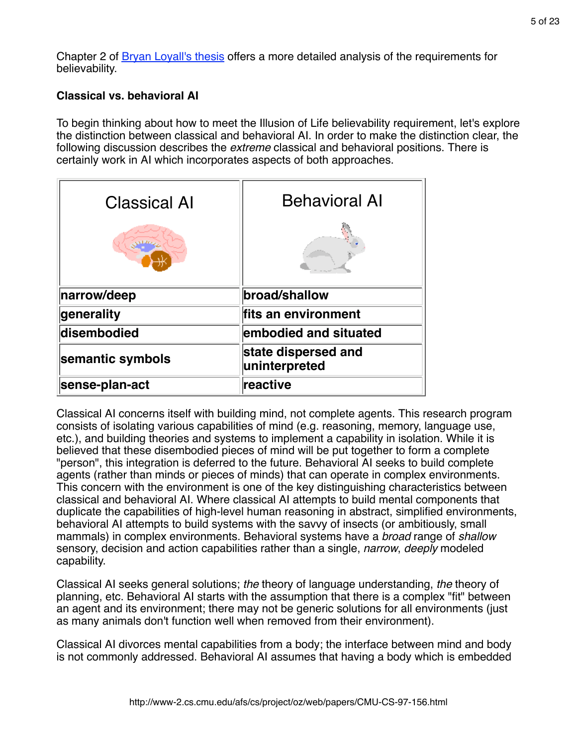Chapter 2 of [Bryan Loyall's thesis] offers a more detailed analysis of the requirements for believability.

**Classical vs. behavioral AI**

To begin thinking about how to meet the Illusion of Life believability requirement, let's explore the distinction between classical and behavioral AI. In order to make the distinction clear, the following discussion describes the *extreme* classical and behavioral positions. There is certainly work in AI which incorporates aspects of both approaches.

| Classical AI | Behavioral AI |
|---|---|
| **narrow/deep** | **broad/shallow** |
| **generality** | **fits an environment** |
| **disembodied** | **embodied and situated** |
| **semantic symbols** | **state dispersed and uninterpreted** |
| **sense-plan-act** | **reactive** |

Classical AI concerns itself with building mind, not complete agents. This research program consists of isolating various capabilities of mind (e.g. reasoning, memory, language use, etc.), and building theories and systems to implement a capability in isolation. While it is believed that these disembodied pieces of mind will be put together to form a complete "person", this integration is deferred to the future. Behavioral AI seeks to build complete agents (rather than minds or pieces of minds) that can operate in complex environments. This concern with the environment is one of the key distinguishing characteristics between classical and behavioral AI. Where classical AI attempts to build mental components that duplicate the capabilities of high-level human reasoning in abstract, simplified environments, behavioral AI attempts to build systems with the savvy of insects (or ambitiously, small mammals) in complex environments. Behavioral systems have a *broad* range of *shallow* sensory, decision and action capabilities rather than a single, *narrow*, *deeply* modeled capability.

Classical AI seeks general solutions; *the* theory of language understanding, *the* theory of planning, etc. Behavioral AI starts with the assumption that there is a complex "fit" between an agent and its environment; there may not be generic solutions for all environments (just as many animals don't function well when removed from their environment).

Classical AI divorces mental capabilities from a body; the interface between mind and body is not commonly addressed. Behavioral AI assumes that having a body which is embedded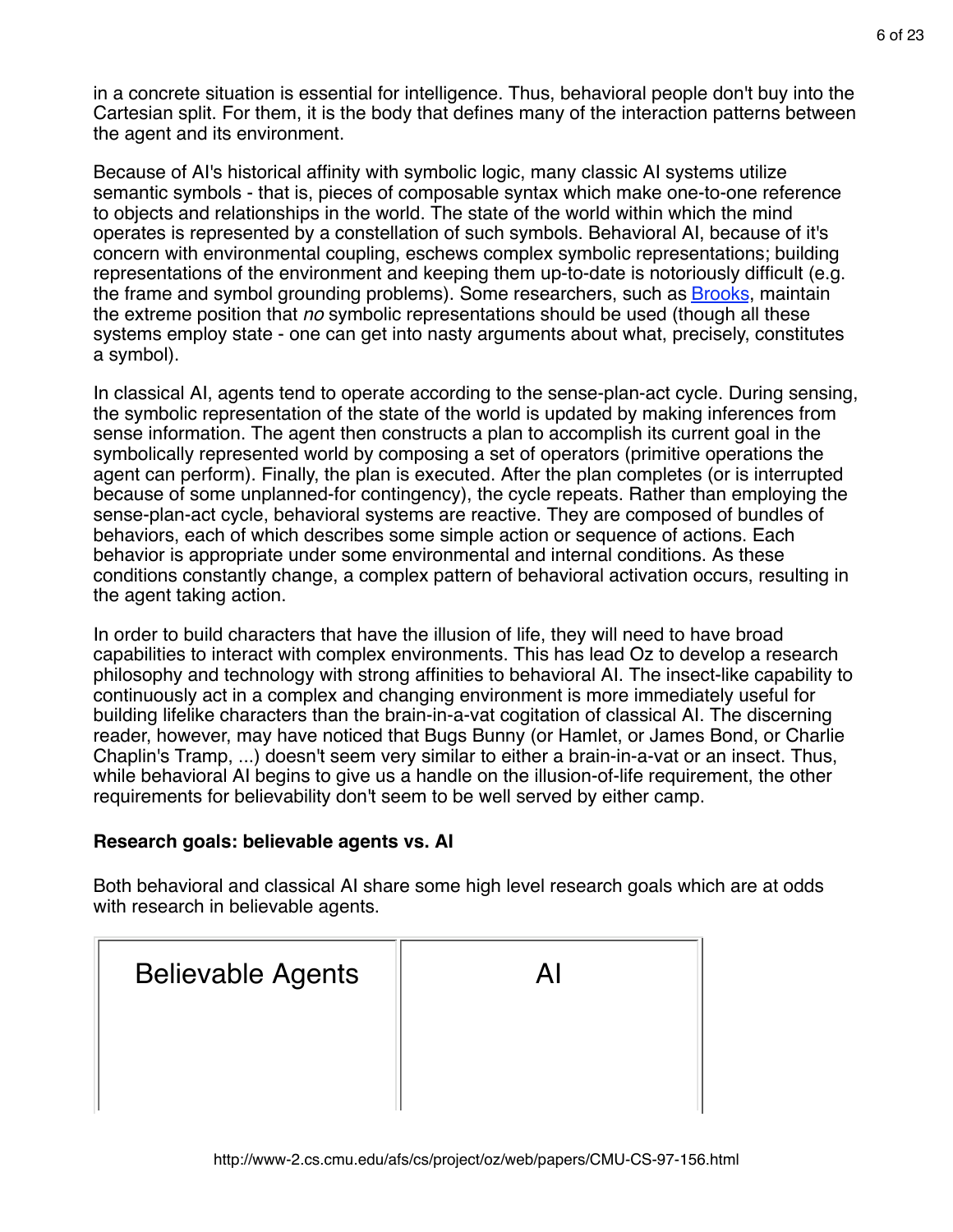in a concrete situation is essential for intelligence. Thus, behavioral people don't buy into the Cartesian split. For them, it is the body that defines many of the interaction patterns between the agent and its environment.

Because of AI's historical affinity with symbolic logic, many classic AI systems utilize semantic symbols - that is, pieces of composable syntax which make one-to-one reference to objects and relationships in the world. The state of the world within which the mind operates is represented by a constellation of such symbols. Behavioral AI, because of it's concern with environmental coupling, eschews complex symbolic representations; building representations of the environment and keeping them up-to-date is notoriously difficult (e.g. the frame and symbol grounding problems). Some researchers, such as Brooks, maintain the extreme position that *no* symbolic representations should be used (though all these systems employ state - one can get into nasty arguments about what, precisely, constitutes a symbol).

In classical AI, agents tend to operate according to the sense-plan-act cycle. During sensing, the symbolic representation of the state of the world is updated by making inferences from sense information. The agent then constructs a plan to accomplish its current goal in the symbolically represented world by composing a set of operators (primitive operations the agent can perform). Finally, the plan is executed. After the plan completes (or is interrupted because of some unplanned-for contingency), the cycle repeats. Rather than employing the sense-plan-act cycle, behavioral systems are reactive. They are composed of bundles of behaviors, each of which describes some simple action or sequence of actions. Each behavior is appropriate under some environmental and internal conditions. As these conditions constantly change, a complex pattern of behavioral activation occurs, resulting in the agent taking action.

In order to build characters that have the illusion of life, they will need to have broad capabilities to interact with complex environments. This has lead Oz to develop a research philosophy and technology with strong affinities to behavioral AI. The insect-like capability to continuously act in a complex and changing environment is more immediately useful for building lifelike characters than the brain-in-a-vat cogitation of classical AI. The discerning reader, however, may have noticed that Bugs Bunny (or Hamlet, or James Bond, or Charlie Chaplin's Tramp, ...) doesn't seem very similar to either a brain-in-a-vat or an insect. Thus, while behavioral AI begins to give us a handle on the illusion-of-life requirement, the other requirements for believability don't seem to be well served by either camp.

**Research goals: believable agents vs. AI**

Both behavioral and classical AI share some high level research goals which are at odds with research in believable agents.

| Believable Agents | AI |
| --- | --- |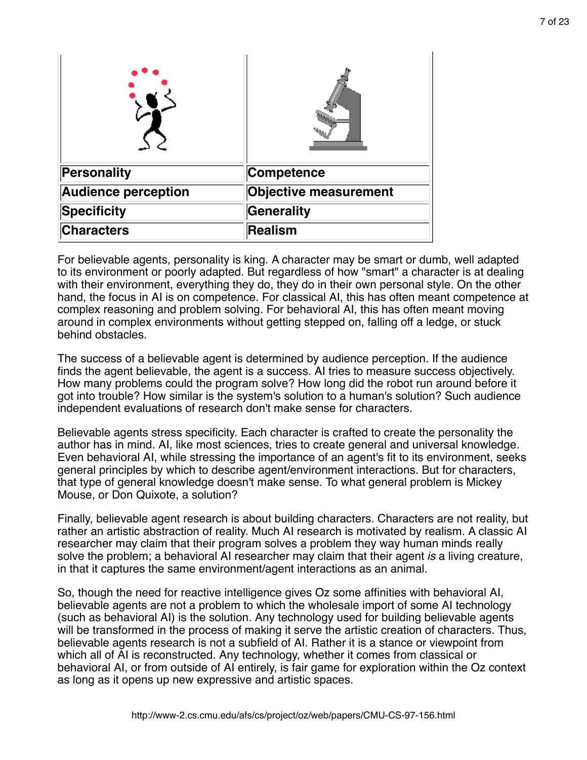| Personality | Competence |
|---|---|
| Audience perception | Objective measurement |
| Specificity | Generality |
| Characters | Realism |

For believable agents, personality is king. A character may be smart or dumb, well adapted to its environment or poorly adapted. But regardless of how "smart" a character is at dealing with their environment, everything they do, they do in their own personal style. On the other hand, the focus in AI is on competence. For classical AI, this has often meant competence at complex reasoning and problem solving. For behavioral AI, this has often meant moving around in complex environments without getting stepped on, falling off a ledge, or stuck behind obstacles.

The success of a believable agent is determined by audience perception. If the audience finds the agent believable, the agent is a success. AI tries to measure success objectively. How many problems could the program solve? How long did the robot run around before it got into trouble? How similar is the system's solution to a human's solution? Such audience independent evaluations of research don't make sense for characters.

Believable agents stress specificity. Each character is crafted to create the personality the author has in mind. AI, like most sciences, tries to create general and universal knowledge. Even behavioral AI, while stressing the importance of an agent's fit to its environment, seeks general principles by which to describe agent/environment interactions. But for characters, that type of general knowledge doesn't make sense. To what general problem is Mickey Mouse, or Don Quixote, a solution?

Finally, believable agent research is about building characters. Characters are not reality, but rather an artistic abstraction of reality. Much AI research is motivated by realism. A classic AI researcher may claim that their program solves a problem they way human minds really solve the problem; a behavioral AI researcher may claim that their agent *is* a living creature, in that it captures the same environment/agent interactions as an animal.

So, though the need for reactive intelligence gives Oz some affinities with behavioral AI, believable agents are not a problem to which the wholesale import of some AI technology (such as behavioral AI) is the solution. Any technology used for building believable agents will be transformed in the process of making it serve the artistic creation of characters. Thus, believable agents research is not a subfield of AI. Rather it is a stance or viewpoint from which all of AI is reconstructed. Any technology, whether it comes from classical or behavioral AI, or from outside of AI entirely, is fair game for exploration within the Oz context as long as it opens up new expressive and artistic spaces.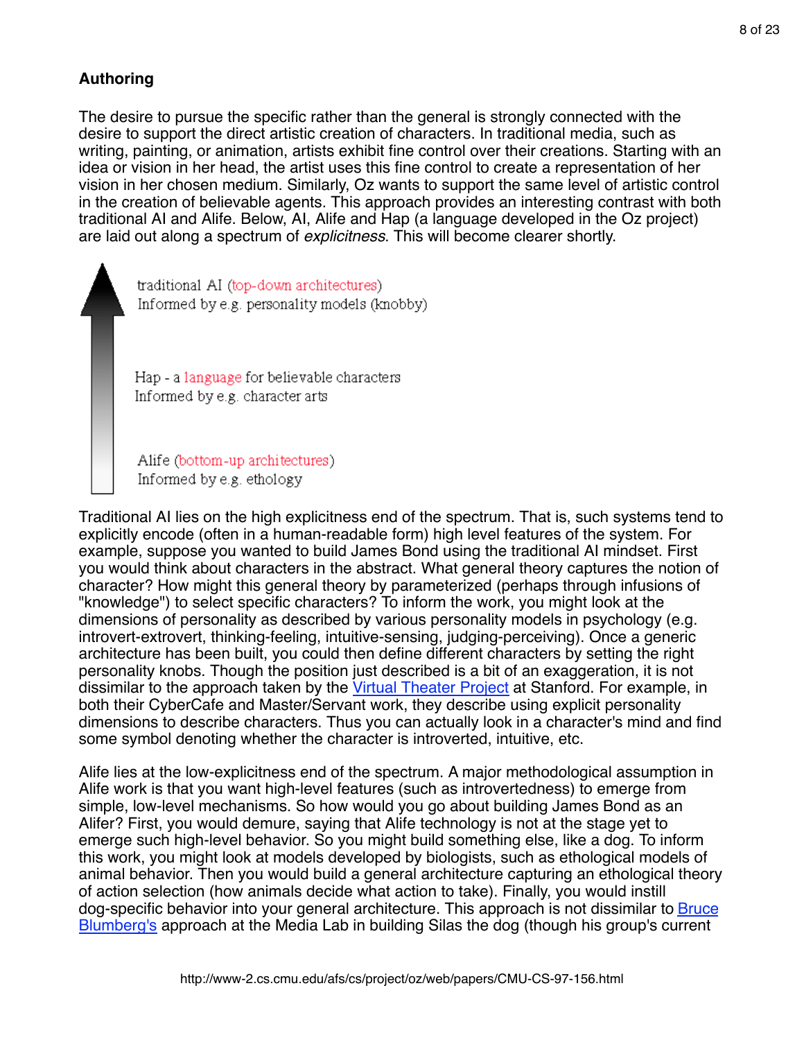### Authoring

The desire to pursue the specific rather than the general is strongly connected with the desire to support the direct artistic creation of characters. In traditional media, such as writing, painting, or animation, artists exhibit fine control over their creations. Starting with an idea or vision in her head, the artist uses this fine control to create a representation of her vision in her chosen medium. Similarly, Oz wants to support the same level of artistic control in the creation of believable agents. This approach provides an interesting contrast with both traditional AI and Alife. Below, AI, Alife and Hap (a language developed in the Oz project) are laid out along a spectrum of *explicitness*. This will become clearer shortly.

traditional AI (top-down architectures)
Informed by e.g. personality models (knobby)

Hap - a language for believable characters
Informed by e.g. character arts

Alife (bottom-up architectures)
Informed by e.g. ethology

Traditional AI lies on the high explicitness end of the spectrum. That is, such systems tend to explicitly encode (often in a human-readable form) high level features of the system. For example, suppose you wanted to build James Bond using the traditional AI mindset. First you would think about characters in the abstract. What general theory captures the notion of character? How might this general theory by parameterized (perhaps through infusions of "knowledge") to select specific characters? To inform the work, you might look at the dimensions of personality as described by various personality models in psychology (e.g. introvert-extrovert, thinking-feeling, intuitive-sensing, judging-perceiving). Once a generic architecture has been built, you could then define different characters by setting the right personality knobs. Though the position just described is a bit of an exaggeration, it is not dissimilar to the approach taken by the Virtual Theater Project at Stanford. For example, in both their CyberCafe and Master/Servant work, they describe using explicit personality dimensions to describe characters. Thus you can actually look in a character's mind and find some symbol denoting whether the character is introverted, intuitive, etc.

Alife lies at the low-explicitness end of the spectrum. A major methodological assumption in Alife work is that you want high-level features (such as introvertedness) to emerge from simple, low-level mechanisms. So how would you go about building James Bond as an Alifer? First, you would demure, saying that Alife technology is not at the stage yet to emerge such high-level behavior. So you might build something else, like a dog. To inform this work, you might look at models developed by biologists, such as ethological models of animal behavior. Then you would build a general architecture capturing an ethological theory of action selection (how animals decide what action to take). Finally, you would instill dog-specific behavior into your general architecture. This approach is not dissimilar to Bruce Blumberg's approach at the Media Lab in building Silas the dog (though his group's current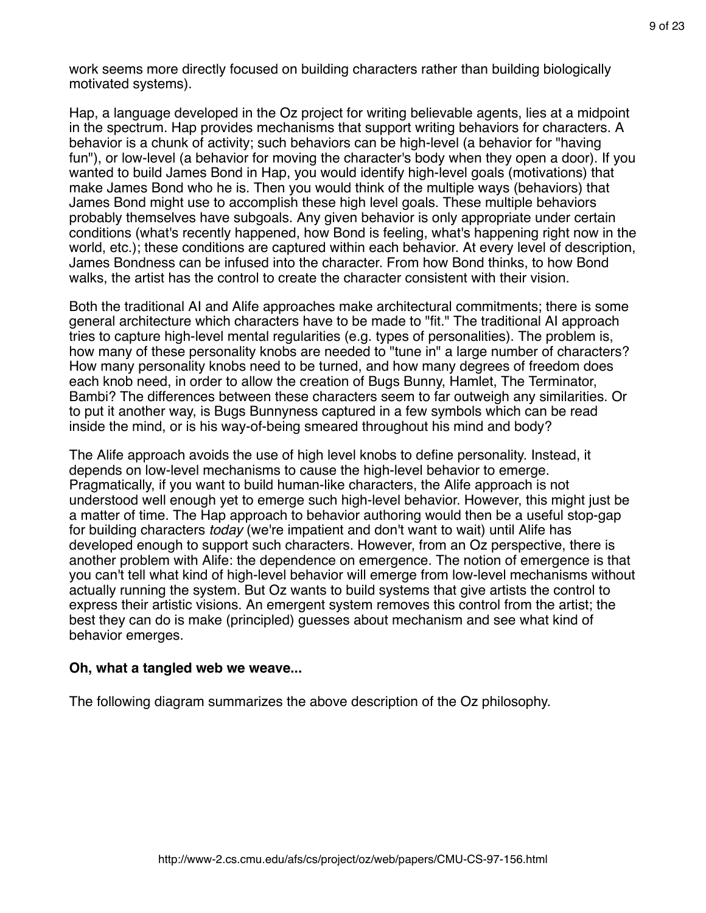work seems more directly focused on building characters rather than building biologically motivated systems).

Hap, a language developed in the Oz project for writing believable agents, lies at a midpoint in the spectrum. Hap provides mechanisms that support writing behaviors for characters. A behavior is a chunk of activity; such behaviors can be high-level (a behavior for "having fun"), or low-level (a behavior for moving the character's body when they open a door). If you wanted to build James Bond in Hap, you would identify high-level goals (motivations) that make James Bond who he is. Then you would think of the multiple ways (behaviors) that James Bond might use to accomplish these high level goals. These multiple behaviors probably themselves have subgoals. Any given behavior is only appropriate under certain conditions (what's recently happened, how Bond is feeling, what's happening right now in the world, etc.); these conditions are captured within each behavior. At every level of description, James Bondness can be infused into the character. From how Bond thinks, to how Bond walks, the artist has the control to create the character consistent with their vision.

Both the traditional AI and Alife approaches make architectural commitments; there is some general architecture which characters have to be made to "fit." The traditional AI approach tries to capture high-level mental regularities (e.g. types of personalities). The problem is, how many of these personality knobs are needed to "tune in" a large number of characters? How many personality knobs need to be turned, and how many degrees of freedom does each knob need, in order to allow the creation of Bugs Bunny, Hamlet, The Terminator, Bambi? The differences between these characters seem to far outweigh any similarities. Or to put it another way, is Bugs Bunnyness captured in a few symbols which can be read inside the mind, or is his way-of-being smeared throughout his mind and body?

The Alife approach avoids the use of high level knobs to define personality. Instead, it depends on low-level mechanisms to cause the high-level behavior to emerge. Pragmatically, if you want to build human-like characters, the Alife approach is not understood well enough yet to emerge such high-level behavior. However, this might just be a matter of time. The Hap approach to behavior authoring would then be a useful stop-gap for building characters *today* (we're impatient and don't want to wait) until Alife has developed enough to support such characters. However, from an Oz perspective, there is another problem with Alife: the dependence on emergence. The notion of emergence is that you can't tell what kind of high-level behavior will emerge from low-level mechanisms without actually running the system. But Oz wants to build systems that give artists the control to express their artistic visions. An emergent system removes this control from the artist; the best they can do is make (principled) guesses about mechanism and see what kind of behavior emerges.

**Oh, what a tangled web we weave...**

The following diagram summarizes the above description of the Oz philosophy.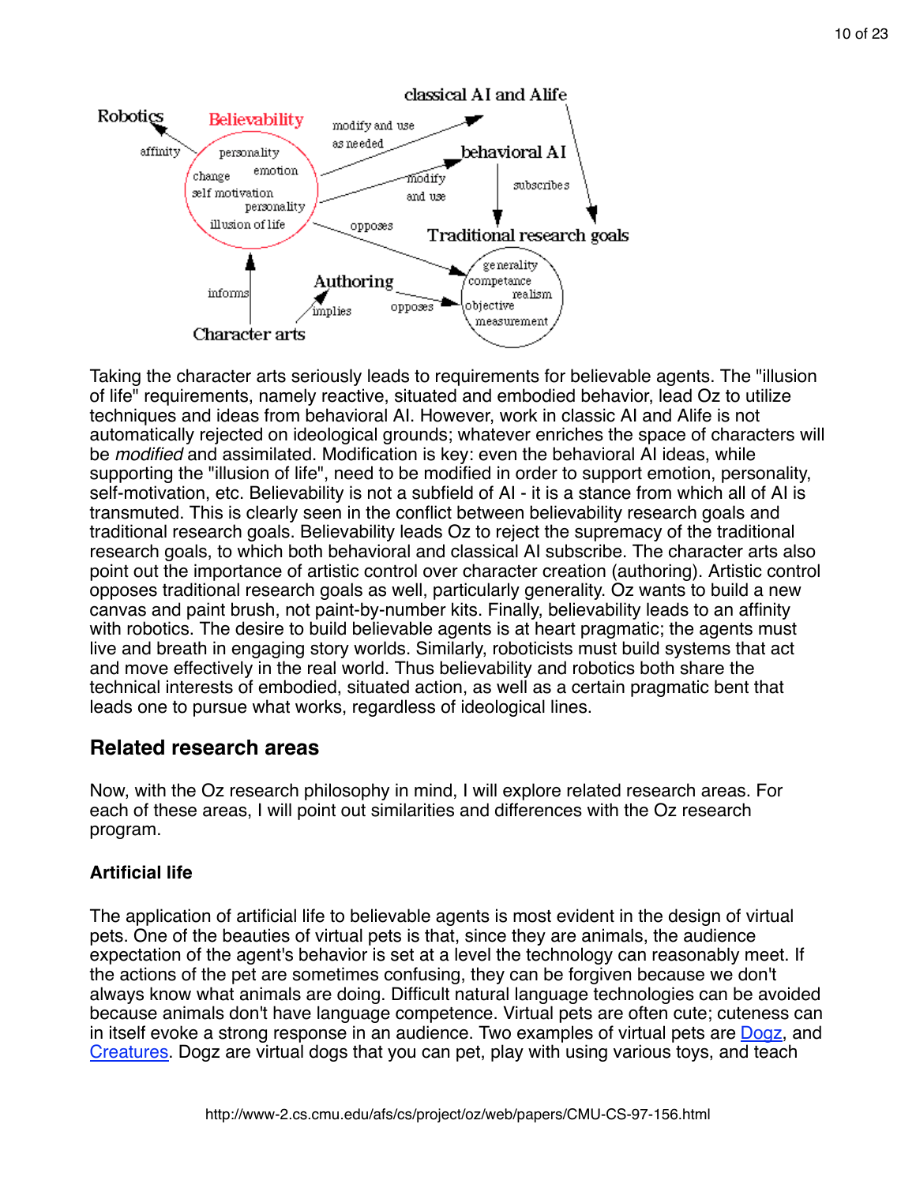Robotics

affinity

Believability

personality
emotion
change
self motivation
personality
illusion of life

modify and use
as needed

classical AI and Alife

behavioral AI

modify
and use

subscribes

opposes

Traditional research goals

generality
competance
realism
objective
measurement

Authoring

informs

implies

opposes

Character arts

Taking the character arts seriously leads to requirements for believable agents. The "illusion of life" requirements, namely reactive, situated and embodied behavior, lead Oz to utilize techniques and ideas from behavioral AI. However, work in classic AI and Alife is not automatically rejected on ideological grounds; whatever enriches the space of characters will be *modified* and assimilated. Modification is key: even the behavioral AI ideas, while supporting the "illusion of life", need to be modified in order to support emotion, personality, self-motivation, etc. Believability is not a subfield of AI - it is a stance from which all of AI is transmuted. This is clearly seen in the conflict between believability research goals and traditional research goals. Believability leads Oz to reject the supremacy of the traditional research goals, to which both behavioral and classical AI subscribe. The character arts also point out the importance of artistic control over character creation (authoring). Artistic control opposes traditional research goals as well, particularly generality. Oz wants to build a new canvas and paint brush, not paint-by-number kits. Finally, believability leads to an affinity with robotics. The desire to build believable agents is at heart pragmatic; the agents must live and breath in engaging story worlds. Similarly, roboticists must build systems that act and move effectively in the real world. Thus believability and robotics both share the technical interests of embodied, situated action, as well as a certain pragmatic bent that leads one to pursue what works, regardless of ideological lines.

## Related research areas

Now, with the Oz research philosophy in mind, I will explore related research areas. For each of these areas, I will point out similarities and differences with the Oz research program.

### Artificial life

The application of artificial life to believable agents is most evident in the design of virtual pets. One of the beauties of virtual pets is that, since they are animals, the audience expectation of the agent's behavior is set at a level the technology can reasonably meet. If the actions of the pet are sometimes confusing, they can be forgiven because we don't always know what animals are doing. Difficult natural language technologies can be avoided because animals don't have language competence. Virtual pets are often cute; cuteness can in itself evoke a strong response in an audience. Two examples of virtual pets are Dogz, and Creatures. Dogz are virtual dogs that you can pet, play with using various toys, and teach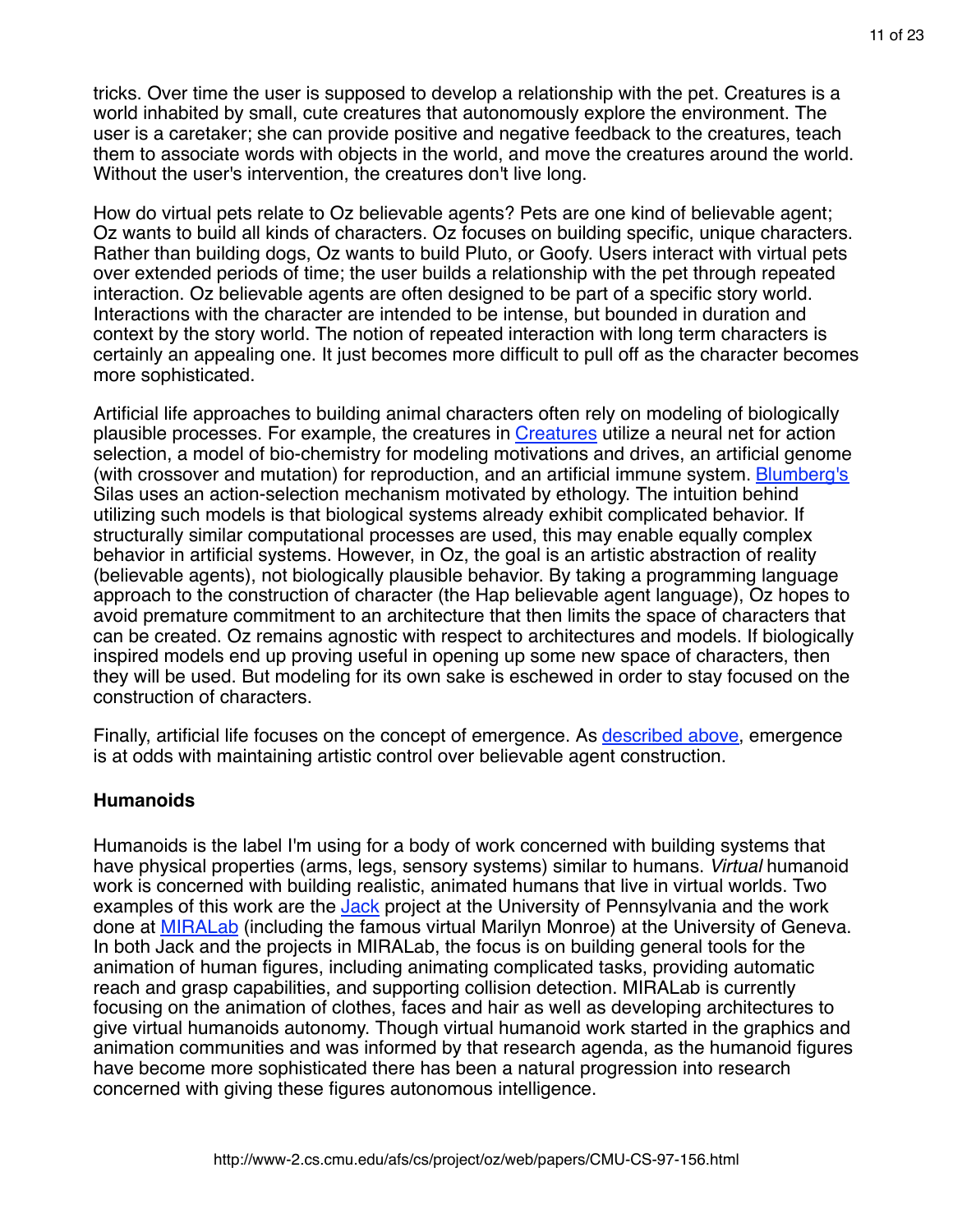tricks. Over time the user is supposed to develop a relationship with the pet. Creatures is a world inhabited by small, cute creatures that autonomously explore the environment. The user is a caretaker; she can provide positive and negative feedback to the creatures, teach them to associate words with objects in the world, and move the creatures around the world. Without the user's intervention, the creatures don't live long.

How do virtual pets relate to Oz believable agents? Pets are one kind of believable agent; Oz wants to build all kinds of characters. Oz focuses on building specific, unique characters. Rather than building dogs, Oz wants to build Pluto, or Goofy. Users interact with virtual pets over extended periods of time; the user builds a relationship with the pet through repeated interaction. Oz believable agents are often designed to be part of a specific story world. Interactions with the character are intended to be intense, but bounded in duration and context by the story world. The notion of repeated interaction with long term characters is certainly an appealing one. It just becomes more difficult to pull off as the character becomes more sophisticated.

Artificial life approaches to building animal characters often rely on modeling of biologically plausible processes. For example, the creatures in Creatures utilize a neural net for action selection, a model of bio-chemistry for modeling motivations and drives, an artificial genome (with crossover and mutation) for reproduction, and an artificial immune system. Blumberg's Silas uses an action-selection mechanism motivated by ethology. The intuition behind utilizing such models is that biological systems already exhibit complicated behavior. If structurally similar computational processes are used, this may enable equally complex behavior in artificial systems. However, in Oz, the goal is an artistic abstraction of reality (believable agents), not biologically plausible behavior. By taking a programming language approach to the construction of character (the Hap believable agent language), Oz hopes to avoid premature commitment to an architecture that then limits the space of characters that can be created. Oz remains agnostic with respect to architectures and models. If biologically inspired models end up proving useful in opening up some new space of characters, then they will be used. But modeling for its own sake is eschewed in order to stay focused on the construction of characters.

Finally, artificial life focuses on the concept of emergence. As described above, emergence is at odds with maintaining artistic control over believable agent construction.

### Humanoids

Humanoids is the label I'm using for a body of work concerned with building systems that have physical properties (arms, legs, sensory systems) similar to humans. *Virtual* humanoid work is concerned with building realistic, animated humans that live in virtual worlds. Two examples of this work are the Jack project at the University of Pennsylvania and the work done at MIRALab (including the famous virtual Marilyn Monroe) at the University of Geneva. In both Jack and the projects in MIRALab, the focus is on building general tools for the animation of human figures, including animating complicated tasks, providing automatic reach and grasp capabilities, and supporting collision detection. MIRALab is currently focusing on the animation of clothes, faces and hair as well as developing architectures to give virtual humanoids autonomy. Though virtual humanoid work started in the graphics and animation communities and was informed by that research agenda, as the humanoid figures have become more sophisticated there has been a natural progression into research concerned with giving these figures autonomous intelligence.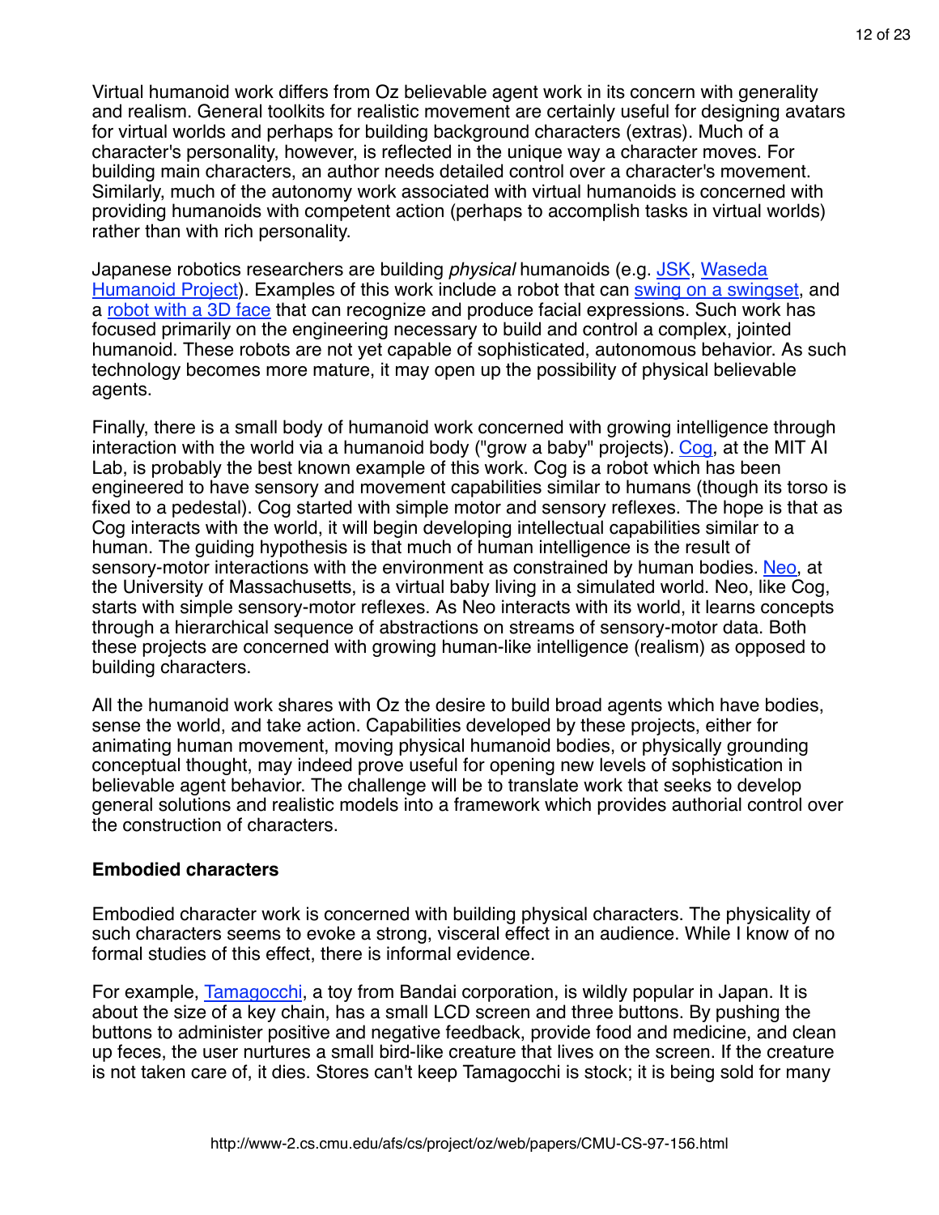Virtual humanoid work differs from Oz believable agent work in its concern with generality and realism. General toolkits for realistic movement are certainly useful for designing avatars for virtual worlds and perhaps for building background characters (extras). Much of a character's personality, however, is reflected in the unique way a character moves. For building main characters, an author needs detailed control over a character's movement. Similarly, much of the autonomy work associated with virtual humanoids is concerned with providing humanoids with competent action (perhaps to accomplish tasks in virtual worlds) rather than with rich personality.

Japanese robotics researchers are building *physical* humanoids (e.g. JSK, Waseda Humanoid Project). Examples of this work include a robot that can swing on a swingset, and a robot with a 3D face that can recognize and produce facial expressions. Such work has focused primarily on the engineering necessary to build and control a complex, jointed humanoid. These robots are not yet capable of sophisticated, autonomous behavior. As such technology becomes more mature, it may open up the possibility of physical believable agents.

Finally, there is a small body of humanoid work concerned with growing intelligence through interaction with the world via a humanoid body ("grow a baby" projects). Cog, at the MIT AI Lab, is probably the best known example of this work. Cog is a robot which has been engineered to have sensory and movement capabilities similar to humans (though its torso is fixed to a pedestal). Cog started with simple motor and sensory reflexes. The hope is that as Cog interacts with the world, it will begin developing intellectual capabilities similar to a human. The guiding hypothesis is that much of human intelligence is the result of sensory-motor interactions with the environment as constrained by human bodies. Neo, at the University of Massachusetts, is a virtual baby living in a simulated world. Neo, like Cog, starts with simple sensory-motor reflexes. As Neo interacts with its world, it learns concepts through a hierarchical sequence of abstractions on streams of sensory-motor data. Both these projects are concerned with growing human-like intelligence (realism) as opposed to building characters.

All the humanoid work shares with Oz the desire to build broad agents which have bodies, sense the world, and take action. Capabilities developed by these projects, either for animating human movement, moving physical humanoid bodies, or physically grounding conceptual thought, may indeed prove useful for opening new levels of sophistication in believable agent behavior. The challenge will be to translate work that seeks to develop general solutions and realistic models into a framework which provides authorial control over the construction of characters.

**Embodied characters**

Embodied character work is concerned with building physical characters. The physicality of such characters seems to evoke a strong, visceral effect in an audience. While I know of no formal studies of this effect, there is informal evidence.

For example, Tamagocchi, a toy from Bandai corporation, is wildly popular in Japan. It is about the size of a key chain, has a small LCD screen and three buttons. By pushing the buttons to administer positive and negative feedback, provide food and medicine, and clean up feces, the user nurtures a small bird-like creature that lives on the screen. If the creature is not taken care of, it dies. Stores can't keep Tamagocchi is stock; it is being sold for many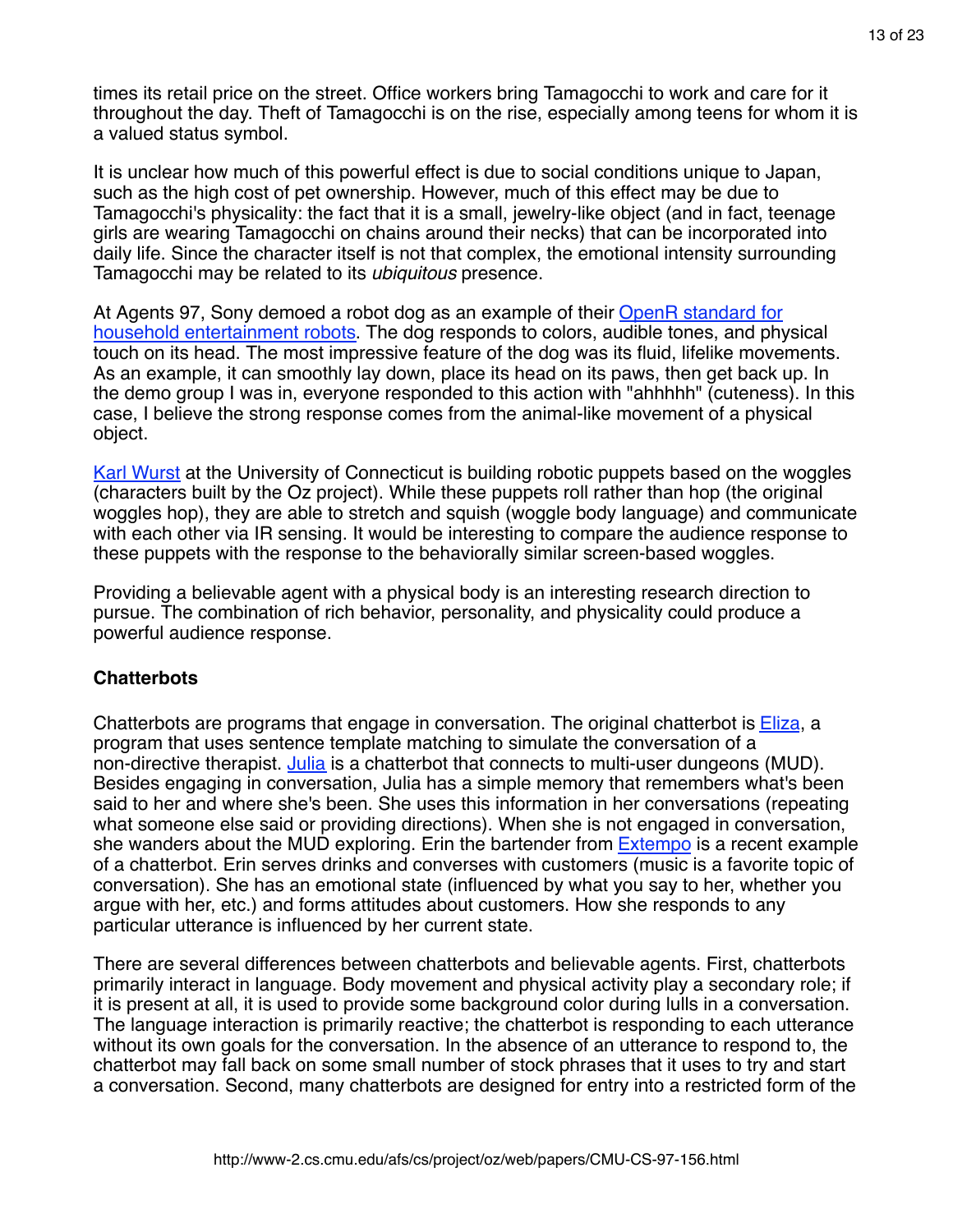times its retail price on the street. Office workers bring Tamagocchi to work and care for it throughout the day. Theft of Tamagocchi is on the rise, especially among teens for whom it is a valued status symbol.

It is unclear how much of this powerful effect is due to social conditions unique to Japan, such as the high cost of pet ownership. However, much of this effect may be due to Tamagocchi's physicality: the fact that it is a small, jewelry-like object (and in fact, teenage girls are wearing Tamagocchi on chains around their necks) that can be incorporated into daily life. Since the character itself is not that complex, the emotional intensity surrounding Tamagocchi may be related to its *ubiquitous* presence.

At Agents 97, Sony demoed a robot dog as an example of their OpenR standard for household entertainment robots. The dog responds to colors, audible tones, and physical touch on its head. The most impressive feature of the dog was its fluid, lifelike movements. As an example, it can smoothly lay down, place its head on its paws, then get back up. In the demo group I was in, everyone responded to this action with "ahhhhh" (cuteness). In this case, I believe the strong response comes from the animal-like movement of a physical object.

Karl Wurst at the University of Connecticut is building robotic puppets based on the woggles (characters built by the Oz project). While these puppets roll rather than hop (the original woggles hop), they are able to stretch and squish (woggle body language) and communicate with each other via IR sensing. It would be interesting to compare the audience response to these puppets with the response to the behaviorally similar screen-based woggles.

Providing a believable agent with a physical body is an interesting research direction to pursue. The combination of rich behavior, personality, and physicality could produce a powerful audience response.

**Chatterbots**

Chatterbots are programs that engage in conversation. The original chatterbot is Eliza, a program that uses sentence template matching to simulate the conversation of a non-directive therapist. Julia is a chatterbot that connects to multi-user dungeons (MUD). Besides engaging in conversation, Julia has a simple memory that remembers what's been said to her and where she's been. She uses this information in her conversations (repeating what someone else said or providing directions). When she is not engaged in conversation, she wanders about the MUD exploring. Erin the bartender from Extempo is a recent example of a chatterbot. Erin serves drinks and converses with customers (music is a favorite topic of conversation). She has an emotional state (influenced by what you say to her, whether you argue with her, etc.) and forms attitudes about customers. How she responds to any particular utterance is influenced by her current state.

There are several differences between chatterbots and believable agents. First, chatterbots primarily interact in language. Body movement and physical activity play a secondary role; if it is present at all, it is used to provide some background color during lulls in a conversation. The language interaction is primarily reactive; the chatterbot is responding to each utterance without its own goals for the conversation. In the absence of an utterance to respond to, the chatterbot may fall back on some small number of stock phrases that it uses to try and start a conversation. Second, many chatterbots are designed for entry into a restricted form of the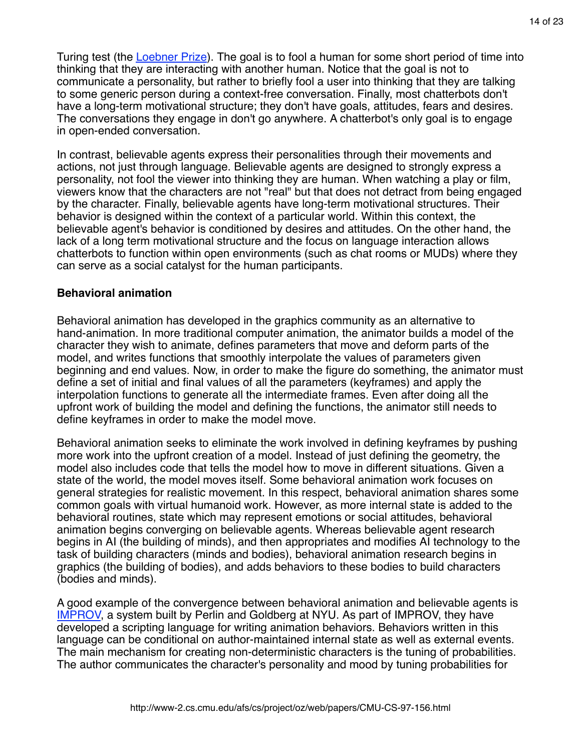Turing test (the Loebner Prize). The goal is to fool a human for some short period of time into thinking that they are interacting with another human. Notice that the goal is not to communicate a personality, but rather to briefly fool a user into thinking that they are talking to some generic person during a context-free conversation. Finally, most chatterbots don't have a long-term motivational structure; they don't have goals, attitudes, fears and desires. The conversations they engage in don't go anywhere. A chatterbot's only goal is to engage in open-ended conversation.

In contrast, believable agents express their personalities through their movements and actions, not just through language. Believable agents are designed to strongly express a personality, not fool the viewer into thinking they are human. When watching a play or film, viewers know that the characters are not "real" but that does not detract from being engaged by the character. Finally, believable agents have long-term motivational structures. Their behavior is designed within the context of a particular world. Within this context, the believable agent's behavior is conditioned by desires and attitudes. On the other hand, the lack of a long term motivational structure and the focus on language interaction allows chatterbots to function within open environments (such as chat rooms or MUDs) where they can serve as a social catalyst for the human participants.

### Behavioral animation

Behavioral animation has developed in the graphics community as an alternative to hand-animation. In more traditional computer animation, the animator builds a model of the character they wish to animate, defines parameters that move and deform parts of the model, and writes functions that smoothly interpolate the values of parameters given beginning and end values. Now, in order to make the figure do something, the animator must define a set of initial and final values of all the parameters (keyframes) and apply the interpolation functions to generate all the intermediate frames. Even after doing all the upfront work of building the model and defining the functions, the animator still needs to define keyframes in order to make the model move.

Behavioral animation seeks to eliminate the work involved in defining keyframes by pushing more work into the upfront creation of a model. Instead of just defining the geometry, the model also includes code that tells the model how to move in different situations. Given a state of the world, the model moves itself. Some behavioral animation work focuses on general strategies for realistic movement. In this respect, behavioral animation shares some common goals with virtual humanoid work. However, as more internal state is added to the behavioral routines, state which may represent emotions or social attitudes, behavioral animation begins converging on believable agents. Whereas believable agent research begins in AI (the building of minds), and then appropriates and modifies AI technology to the task of building characters (minds and bodies), behavioral animation research begins in graphics (the building of bodies), and adds behaviors to these bodies to build characters (bodies and minds).

A good example of the convergence between behavioral animation and believable agents is IMPROV, a system built by Perlin and Goldberg at NYU. As part of IMPROV, they have developed a scripting language for writing animation behaviors. Behaviors written in this language can be conditional on author-maintained internal state as well as external events. The main mechanism for creating non-deterministic characters is the tuning of probabilities. The author communicates the character's personality and mood by tuning probabilities for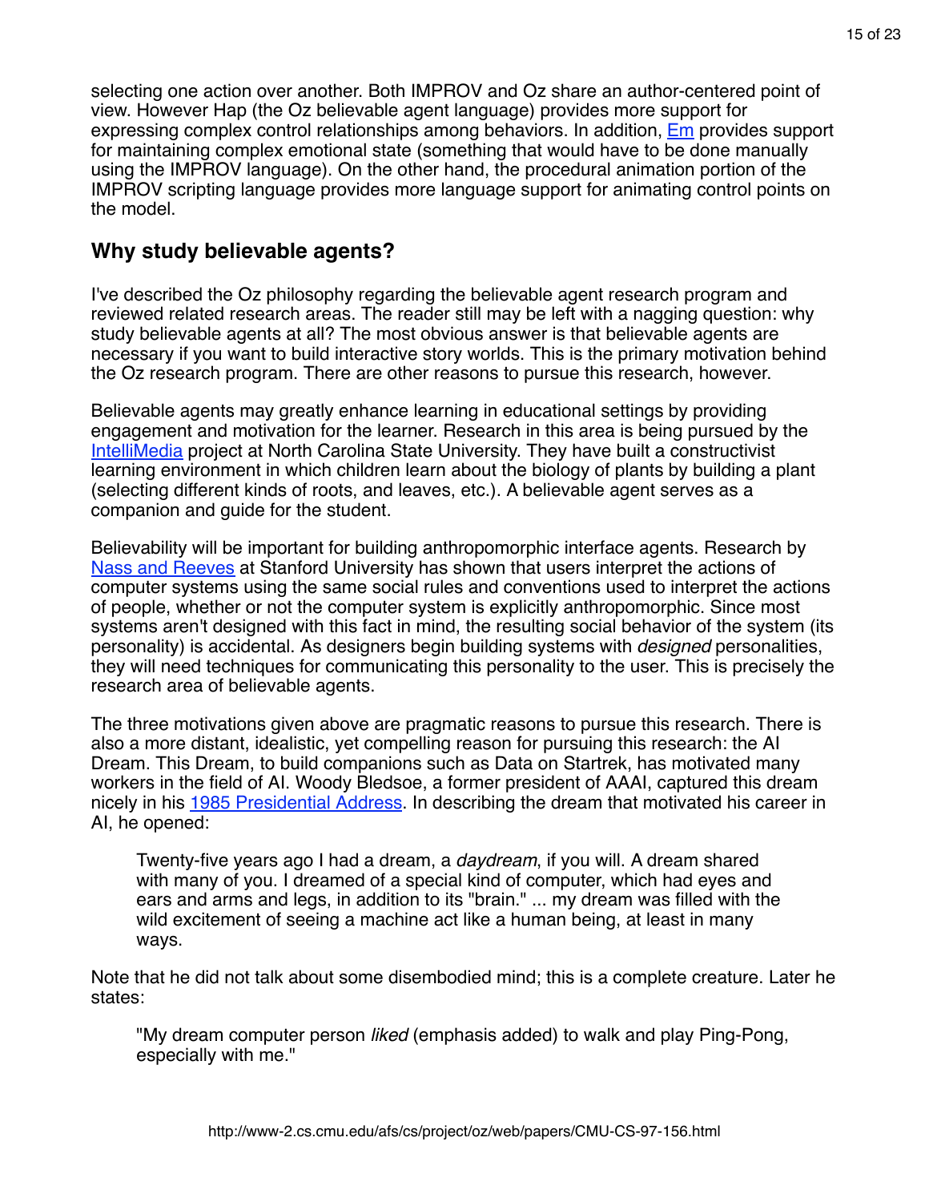selecting one action over another. Both IMPROV and Oz share an author-centered point of view. However Hap (the Oz believable agent language) provides more support for expressing complex control relationships among behaviors. In addition, Em provides support for maintaining complex emotional state (something that would have to be done manually using the IMPROV language). On the other hand, the procedural animation portion of the IMPROV scripting language provides more language support for animating control points on the model.

## Why study believable agents?

I've described the Oz philosophy regarding the believable agent research program and reviewed related research areas. The reader still may be left with a nagging question: why study believable agents at all? The most obvious answer is that believable agents are necessary if you want to build interactive story worlds. This is the primary motivation behind the Oz research program. There are other reasons to pursue this research, however.

Believable agents may greatly enhance learning in educational settings by providing engagement and motivation for the learner. Research in this area is being pursued by the IntelliMedia project at North Carolina State University. They have built a constructivist learning environment in which children learn about the biology of plants by building a plant (selecting different kinds of roots, and leaves, etc.). A believable agent serves as a companion and guide for the student.

Believability will be important for building anthropomorphic interface agents. Research by Nass and Reeves at Stanford University has shown that users interpret the actions of computer systems using the same social rules and conventions used to interpret the actions of people, whether or not the computer system is explicitly anthropomorphic. Since most systems aren't designed with this fact in mind, the resulting social behavior of the system (its personality) is accidental. As designers begin building systems with *designed* personalities, they will need techniques for communicating this personality to the user. This is precisely the research area of believable agents.

The three motivations given above are pragmatic reasons to pursue this research. There is also a more distant, idealistic, yet compelling reason for pursuing this research: the AI Dream. This Dream, to build companions such as Data on Startrek, has motivated many workers in the field of AI. Woody Bledsoe, a former president of AAAI, captured this dream nicely in his 1985 Presidential Address. In describing the dream that motivated his career in AI, he opened:

> Twenty-five years ago I had a dream, a *daydream*, if you will. A dream shared with many of you. I dreamed of a special kind of computer, which had eyes and ears and arms and legs, in addition to its "brain." ... my dream was filled with the wild excitement of seeing a machine act like a human being, at least in many ways.

Note that he did not talk about some disembodied mind; this is a complete creature. Later he states:

> "My dream computer person *liked* (emphasis added) to walk and play Ping-Pong, especially with me."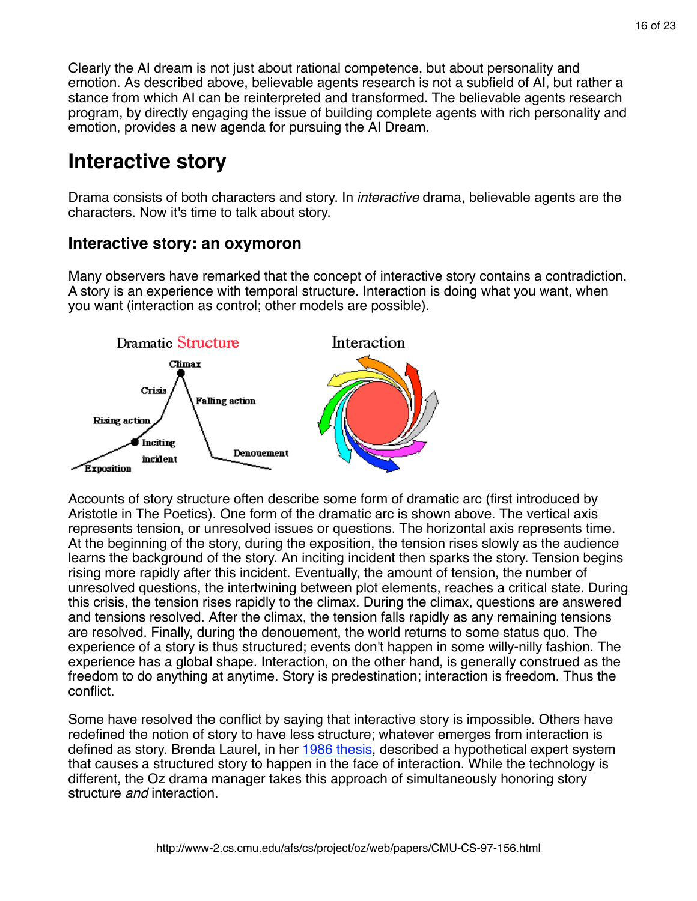Clearly the AI dream is not just about rational competence, but about personality and emotion. As described above, believable agents research is not a subfield of AI, but rather a stance from which AI can be reinterpreted and transformed. The believable agents research program, by directly engaging the issue of building complete agents with rich personality and emotion, provides a new agenda for pursuing the AI Dream.

# Interactive story

Drama consists of both characters and story. In *interactive* drama, believable agents are the characters. Now it's time to talk about story.

## Interactive story: an oxymoron

Many observers have remarked that the concept of interactive story contains a contradiction. A story is an experience with temporal structure. Interaction is doing what you want, when you want (interaction as control; other models are possible).

Dramatic Structure

Climax

Crisis

Falling action

Rising action

Inciting incident

Denouement

Exposition

Interaction

Accounts of story structure often describe some form of dramatic arc (first introduced by Aristotle in The Poetics). One form of the dramatic arc is shown above. The vertical axis represents tension, or unresolved issues or questions. The horizontal axis represents time. At the beginning of the story, during the exposition, the tension rises slowly as the audience learns the background of the story. An inciting incident then sparks the story. Tension begins rising more rapidly after this incident. Eventually, the amount of tension, the number of unresolved questions, the intertwining between plot elements, reaches a critical state. During this crisis, the tension rises rapidly to the climax. During the climax, questions are answered and tensions resolved. After the climax, the tension falls rapidly as any remaining tensions are resolved. Finally, during the denouement, the world returns to some status quo. The experience of a story is thus structured; events don't happen in some willy-nilly fashion. The experience has a global shape. Interaction, on the other hand, is generally construed as the freedom to do anything at anytime. Story is predestination; interaction is freedom. Thus the conflict.

Some have resolved the conflict by saying that interactive story is impossible. Others have redefined the notion of story to have less structure; whatever emerges from interaction is defined as story. Brenda Laurel, in her 1986 thesis, described a hypothetical expert system that causes a structured story to happen in the face of interaction. While the technology is different, the Oz drama manager takes this approach of simultaneously honoring story structure *and* interaction.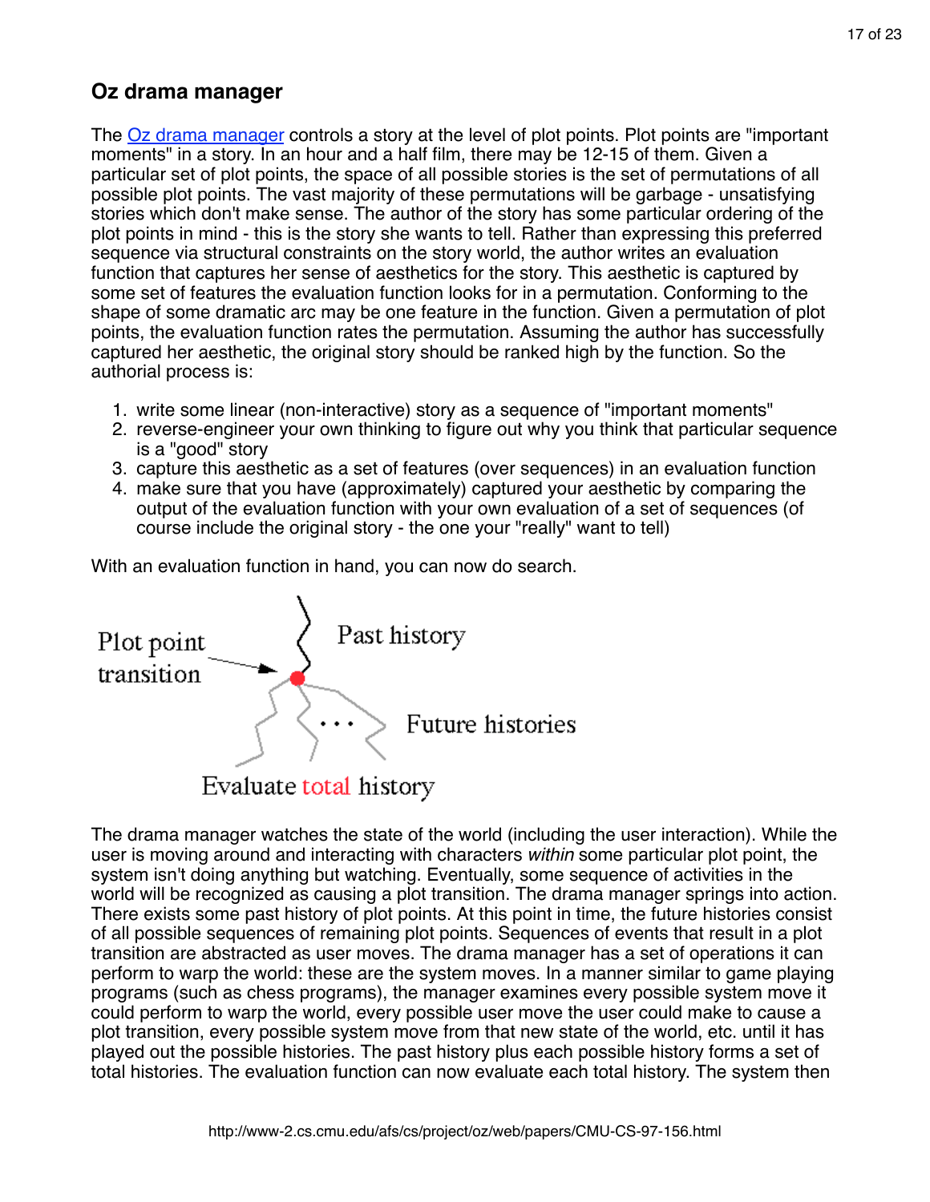## Oz drama manager

The [Oz drama manager]() controls a story at the level of plot points. Plot points are "important moments" in a story. In an hour and a half film, there may be 12-15 of them. Given a particular set of plot points, the space of all possible stories is the set of permutations of all possible plot points. The vast majority of these permutations will be garbage - unsatisfying stories which don't make sense. The author of the story has some particular ordering of the plot points in mind - this is the story she wants to tell. Rather than expressing this preferred sequence via structural constraints on the story world, the author writes an evaluation function that captures her sense of aesthetics for the story. This aesthetic is captured by some set of features the evaluation function looks for in a permutation. Conforming to the shape of some dramatic arc may be one feature in the function. Given a permutation of plot points, the evaluation function rates the permutation. Assuming the author has successfully captured her aesthetic, the original story should be ranked high by the function. So the authorial process is:

1. write some linear (non-interactive) story as a sequence of "important moments"
2. reverse-engineer your own thinking to figure out why you think that particular sequence is a "good" story
3. capture this aesthetic as a set of features (over sequences) in an evaluation function
4. make sure that you have (approximately) captured your aesthetic by comparing the output of the evaluation function with your own evaluation of a set of sequences (of course include the original story - the one your "really" want to tell)

With an evaluation function in hand, you can now do search.

Plot point transition

Past history

Future histories

Evaluate total history

The drama manager watches the state of the world (including the user interaction). While the user is moving around and interacting with characters *within* some particular plot point, the system isn't doing anything but watching. Eventually, some sequence of activities in the world will be recognized as causing a plot transition. The drama manager springs into action. There exists some past history of plot points. At this point in time, the future histories consist of all possible sequences of remaining plot points. Sequences of events that result in a plot transition are abstracted as user moves. The drama manager has a set of operations it can perform to warp the world: these are the system moves. In a manner similar to game playing programs (such as chess programs), the manager examines every possible system move it could perform to warp the world, every possible user move the user could make to cause a plot transition, every possible system move from that new state of the world, etc. until it has played out the possible histories. The past history plus each possible history forms a set of total histories. The evaluation function can now evaluate each total history. The system then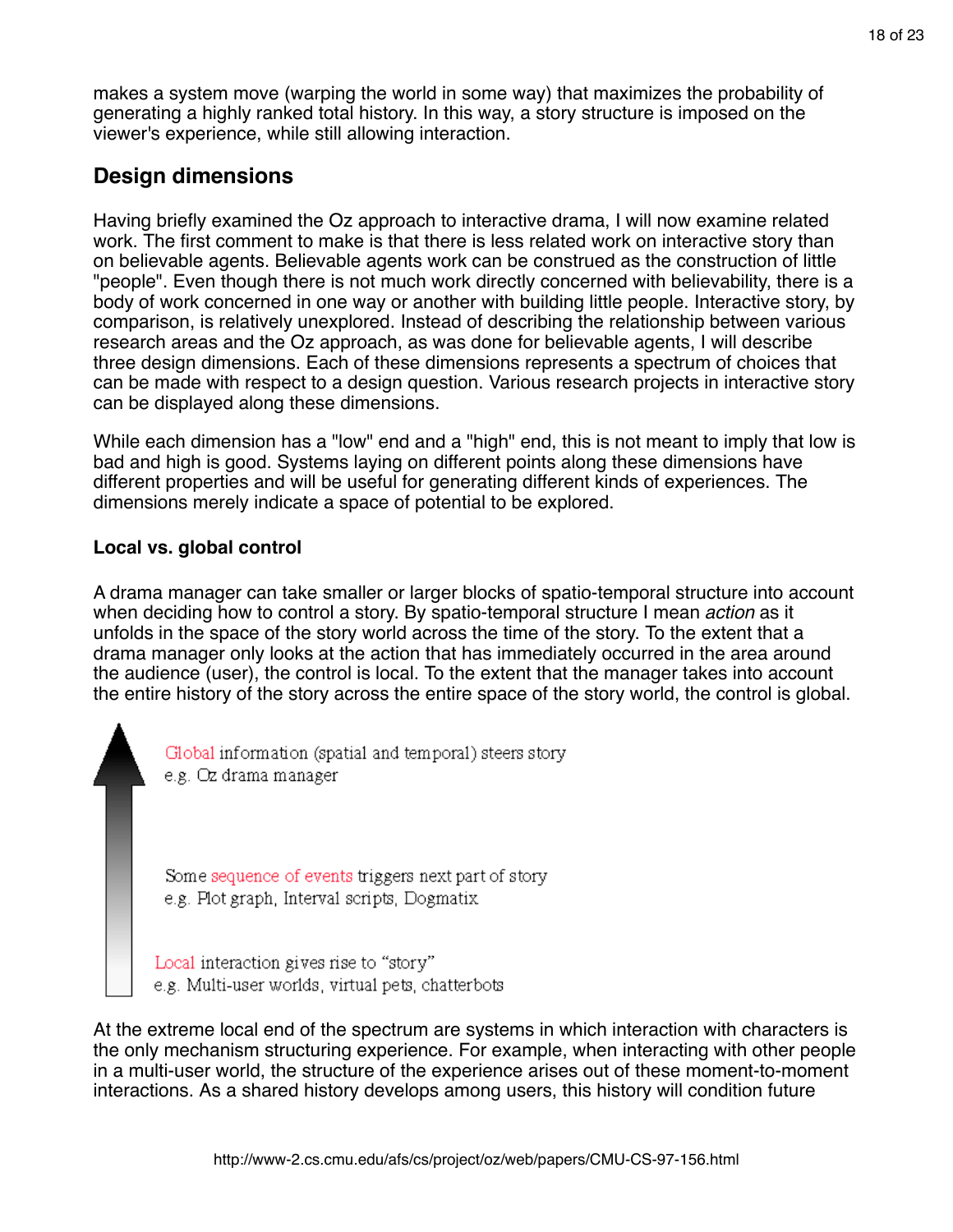makes a system move (warping the world in some way) that maximizes the probability of generating a highly ranked total history. In this way, a story structure is imposed on the viewer's experience, while still allowing interaction.

## Design dimensions

Having briefly examined the Oz approach to interactive drama, I will now examine related work. The first comment to make is that there is less related work on interactive story than on believable agents. Believable agents work can be construed as the construction of little "people". Even though there is not much work directly concerned with believability, there is a body of work concerned in one way or another with building little people. Interactive story, by comparison, is relatively unexplored. Instead of describing the relationship between various research areas and the Oz approach, as was done for believable agents, I will describe three design dimensions. Each of these dimensions represents a spectrum of choices that can be made with respect to a design question. Various research projects in interactive story can be displayed along these dimensions.

While each dimension has a "low" end and a "high" end, this is not meant to imply that low is bad and high is good. Systems laying on different points along these dimensions have different properties and will be useful for generating different kinds of experiences. The dimensions merely indicate a space of potential to be explored.

### Local vs. global control

A drama manager can take smaller or larger blocks of spatio-temporal structure into account when deciding how to control a story. By spatio-temporal structure I mean *action* as it unfolds in the space of the story world across the time of the story. To the extent that a drama manager only looks at the action that has immediately occurred in the area around the audience (user), the control is local. To the extent that the manager takes into account the entire history of the story across the entire space of the story world, the control is global.

Global information (spatial and temporal) steers story
e.g. Oz drama manager

Some sequence of events triggers next part of story
e.g. Plot graph, Interval scripts, Dogmatix

Local interaction gives rise to "story"
e.g. Multi-user worlds, virtual pets, chatterbots

At the extreme local end of the spectrum are systems in which interaction with characters is the only mechanism structuring experience. For example, when interacting with other people in a multi-user world, the structure of the experience arises out of these moment-to-moment interactions. As a shared history develops among users, this history will condition future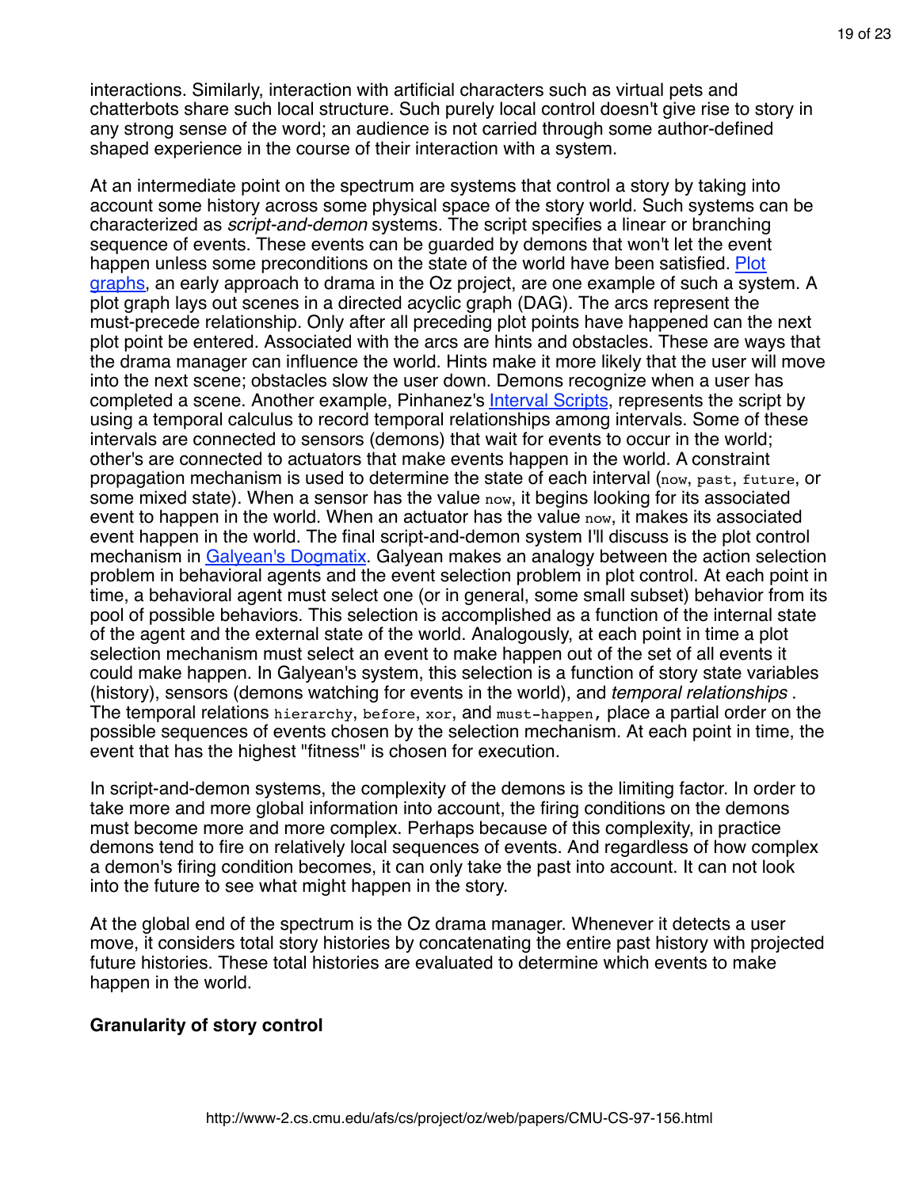interactions. Similarly, interaction with artificial characters such as virtual pets and chatterbots share such local structure. Such purely local control doesn't give rise to story in any strong sense of the word; an audience is not carried through some author-defined shaped experience in the course of their interaction with a system.

At an intermediate point on the spectrum are systems that control a story by taking into account some history across some physical space of the story world. Such systems can be characterized as *script-and-demon* systems. The script specifies a linear or branching sequence of events. These events can be guarded by demons that won't let the event happen unless some preconditions on the state of the world have been satisfied. Plot graphs, an early approach to drama in the Oz project, are one example of such a system. A plot graph lays out scenes in a directed acyclic graph (DAG). The arcs represent the must-precede relationship. Only after all preceding plot points have happened can the next plot point be entered. Associated with the arcs are hints and obstacles. These are ways that the drama manager can influence the world. Hints make it more likely that the user will move into the next scene; obstacles slow the user down. Demons recognize when a user has completed a scene. Another example, Pinhanez's Interval Scripts, represents the script by using a temporal calculus to record temporal relationships among intervals. Some of these intervals are connected to sensors (demons) that wait for events to occur in the world; other's are connected to actuators that make events happen in the world. A constraint propagation mechanism is used to determine the state of each interval (`now`, `past`, `future`, or some mixed state). When a sensor has the value `now`, it begins looking for its associated event to happen in the world. When an actuator has the value `now`, it makes its associated event happen in the world. The final script-and-demon system I'll discuss is the plot control mechanism in Galyean's Dogmatix. Galyean makes an analogy between the action selection problem in behavioral agents and the event selection problem in plot control. At each point in time, a behavioral agent must select one (or in general, some small subset) behavior from its pool of possible behaviors. This selection is accomplished as a function of the internal state of the agent and the external state of the world. Analogously, at each point in time a plot selection mechanism must select an event to make happen out of the set of all events it could make happen. In Galyean's system, this selection is a function of story state variables (history), sensors (demons watching for events in the world), and *temporal relationships* . The temporal relations `hierarchy`, `before`, `xor`, and `must-happen`, place a partial order on the possible sequences of events chosen by the selection mechanism. At each point in time, the event that has the highest "fitness" is chosen for execution.

In script-and-demon systems, the complexity of the demons is the limiting factor. In order to take more and more global information into account, the firing conditions on the demons must become more and more complex. Perhaps because of this complexity, in practice demons tend to fire on relatively local sequences of events. And regardless of how complex a demon's firing condition becomes, it can only take the past into account. It can not look into the future to see what might happen in the story.

At the global end of the spectrum is the Oz drama manager. Whenever it detects a user move, it considers total story histories by concatenating the entire past history with projected future histories. These total histories are evaluated to determine which events to make happen in the world.

**Granularity of story control**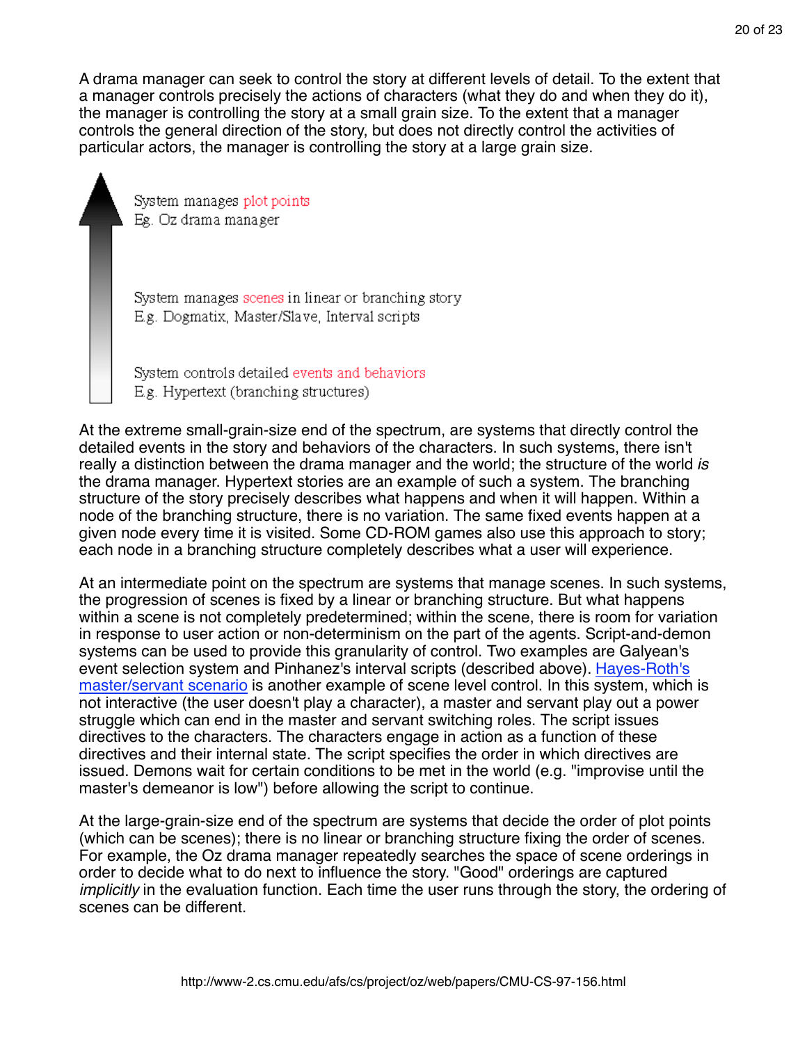A drama manager can seek to control the story at different levels of detail. To the extent that a manager controls precisely the actions of characters (what they do and when they do it), the manager is controlling the story at a small grain size. To the extent that a manager controls the general direction of the story, but does not directly control the activities of particular actors, the manager is controlling the story at a large grain size.

System manages plot points
Eg. Oz drama manager

System manages scenes in linear or branching story
E.g. Dogmatix, Master/Slave, Interval scripts

System controls detailed events and behaviors
E.g. Hypertext (branching structures)

At the extreme small-grain-size end of the spectrum, are systems that directly control the detailed events in the story and behaviors of the characters. In such systems, there isn't really a distinction between the drama manager and the world; the structure of the world *is* the drama manager. Hypertext stories are an example of such a system. The branching structure of the story precisely describes what happens and when it will happen. Within a node of the branching structure, there is no variation. The same fixed events happen at a given node every time it is visited. Some CD-ROM games also use this approach to story; each node in a branching structure completely describes what a user will experience.

At an intermediate point on the spectrum are systems that manage scenes. In such systems, the progression of scenes is fixed by a linear or branching structure. But what happens within a scene is not completely predetermined; within the scene, there is room for variation in response to user action or non-determinism on the part of the agents. Script-and-demon systems can be used to provide this granularity of control. Two examples are Galyean's event selection system and Pinhanez's interval scripts (described above). [Hayes-Roth's master/servant scenario] is another example of scene level control. In this system, which is not interactive (the user doesn't play a character), a master and servant play out a power struggle which can end in the master and servant switching roles. The script issues directives to the characters. The characters engage in action as a function of these directives and their internal state. The script specifies the order in which directives are issued. Demons wait for certain conditions to be met in the world (e.g. "improvise until the master's demeanor is low") before allowing the script to continue.

At the large-grain-size end of the spectrum are systems that decide the order of plot points (which can be scenes); there is no linear or branching structure fixing the order of scenes. For example, the Oz drama manager repeatedly searches the space of scene orderings in order to decide what to do next to influence the story. "Good" orderings are captured *implicitly* in the evaluation function. Each time the user runs through the story, the ordering of scenes can be different.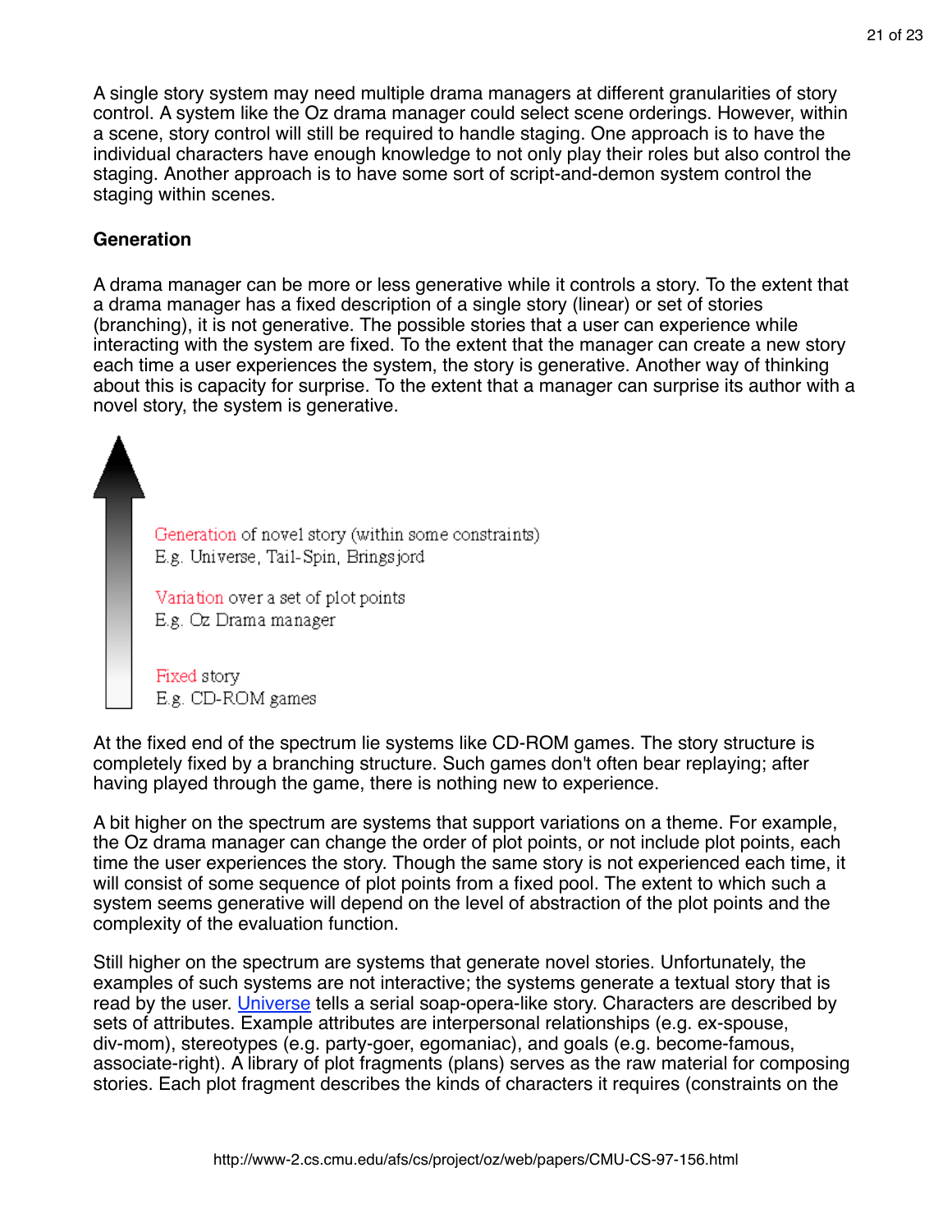A single story system may need multiple drama managers at different granularities of story control. A system like the Oz drama manager could select scene orderings. However, within a scene, story control will still be required to handle staging. One approach is to have the individual characters have enough knowledge to not only play their roles but also control the staging. Another approach is to have some sort of script-and-demon system control the staging within scenes.

### Generation

A drama manager can be more or less generative while it controls a story. To the extent that a drama manager has a fixed description of a single story (linear) or set of stories (branching), it is not generative. The possible stories that a user can experience while interacting with the system are fixed. To the extent that the manager can create a new story each time a user experiences the system, the story is generative. Another way of thinking about this is capacity for surprise. To the extent that a manager can surprise its author with a novel story, the system is generative.

Generation of novel story (within some constraints)
E.g. Universe, Tail-Spin, Bringsjord

Variation over a set of plot points
E.g. Oz Drama manager

Fixed story
E.g. CD-ROM games

At the fixed end of the spectrum lie systems like CD-ROM games. The story structure is completely fixed by a branching structure. Such games don't often bear replaying; after having played through the game, there is nothing new to experience.

A bit higher on the spectrum are systems that support variations on a theme. For example, the Oz drama manager can change the order of plot points, or not include plot points, each time the user experiences the story. Though the same story is not experienced each time, it will consist of some sequence of plot points from a fixed pool. The extent to which such a system seems generative will depend on the level of abstraction of the plot points and the complexity of the evaluation function.

Still higher on the spectrum are systems that generate novel stories. Unfortunately, the examples of such systems are not interactive; the systems generate a textual story that is read by the user. Universe tells a serial soap-opera-like story. Characters are described by sets of attributes. Example attributes are interpersonal relationships (e.g. ex-spouse, div-mom), stereotypes (e.g. party-goer, egomaniac), and goals (e.g. become-famous, associate-right). A library of plot fragments (plans) serves as the raw material for composing stories. Each plot fragment describes the kinds of characters it requires (constraints on the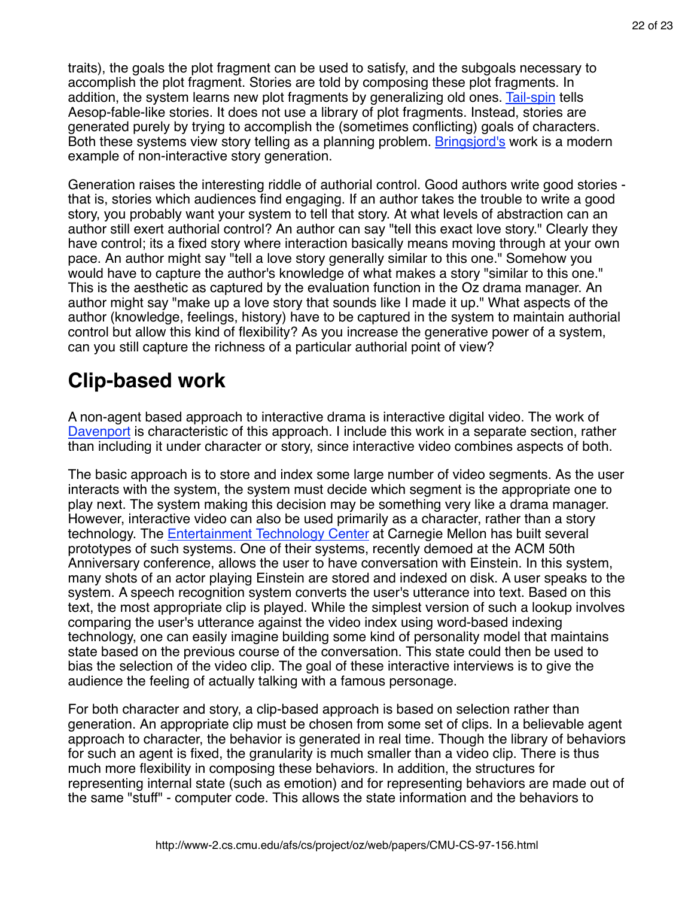traits), the goals the plot fragment can be used to satisfy, and the subgoals necessary to accomplish the plot fragment. Stories are told by composing these plot fragments. In addition, the system learns new plot fragments by generalizing old ones. Tail-spin tells Aesop-fable-like stories. It does not use a library of plot fragments. Instead, stories are generated purely by trying to accomplish the (sometimes conflicting) goals of characters. Both these systems view story telling as a planning problem. Bringsjord's work is a modern example of non-interactive story generation.

Generation raises the interesting riddle of authorial control. Good authors write good stories - that is, stories which audiences find engaging. If an author takes the trouble to write a good story, you probably want your system to tell that story. At what levels of abstraction can an author still exert authorial control? An author can say "tell this exact love story." Clearly they have control; its a fixed story where interaction basically means moving through at your own pace. An author might say "tell a love story generally similar to this one." Somehow you would have to capture the author's knowledge of what makes a story "similar to this one." This is the aesthetic as captured by the evaluation function in the Oz drama manager. An author might say "make up a love story that sounds like I made it up." What aspects of the author (knowledge, feelings, history) have to be captured in the system to maintain authorial control but allow this kind of flexibility? As you increase the generative power of a system, can you still capture the richness of a particular authorial point of view?

## Clip-based work

A non-agent based approach to interactive drama is interactive digital video. The work of Davenport is characteristic of this approach. I include this work in a separate section, rather than including it under character or story, since interactive video combines aspects of both.

The basic approach is to store and index some large number of video segments. As the user interacts with the system, the system must decide which segment is the appropriate one to play next. The system making this decision may be something very like a drama manager. However, interactive video can also be used primarily as a character, rather than a story technology. The Entertainment Technology Center at Carnegie Mellon has built several prototypes of such systems. One of their systems, recently demoed at the ACM 50th Anniversary conference, allows the user to have conversation with Einstein. In this system, many shots of an actor playing Einstein are stored and indexed on disk. A user speaks to the system. A speech recognition system converts the user's utterance into text. Based on this text, the most appropriate clip is played. While the simplest version of such a lookup involves comparing the user's utterance against the video index using word-based indexing technology, one can easily imagine building some kind of personality model that maintains state based on the previous course of the conversation. This state could then be used to bias the selection of the video clip. The goal of these interactive interviews is to give the audience the feeling of actually talking with a famous personage.

For both character and story, a clip-based approach is based on selection rather than generation. An appropriate clip must be chosen from some set of clips. In a believable agent approach to character, the behavior is generated in real time. Though the library of behaviors for such an agent is fixed, the granularity is much smaller than a video clip. There is thus much more flexibility in composing these behaviors. In addition, the structures for representing internal state (such as emotion) and for representing behaviors are made out of the same "stuff" - computer code. This allows the state information and the behaviors to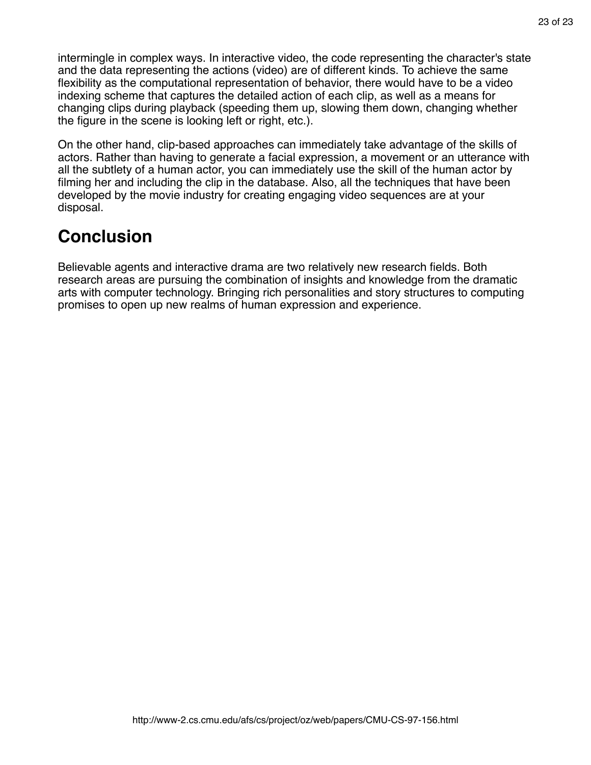intermingle in complex ways. In interactive video, the code representing the character's state and the data representing the actions (video) are of different kinds. To achieve the same flexibility as the computational representation of behavior, there would have to be a video indexing scheme that captures the detailed action of each clip, as well as a means for changing clips during playback (speeding them up, slowing them down, changing whether the figure in the scene is looking left or right, etc.).

On the other hand, clip-based approaches can immediately take advantage of the skills of actors. Rather than having to generate a facial expression, a movement or an utterance with all the subtlety of a human actor, you can immediately use the skill of the human actor by filming her and including the clip in the database. Also, all the techniques that have been developed by the movie industry for creating engaging video sequences are at your disposal.

# Conclusion

Believable agents and interactive drama are two relatively new research fields. Both research areas are pursuing the combination of insights and knowledge from the dramatic arts with computer technology. Bringing rich personalities and story structures to computing promises to open up new realms of human expression and experience.